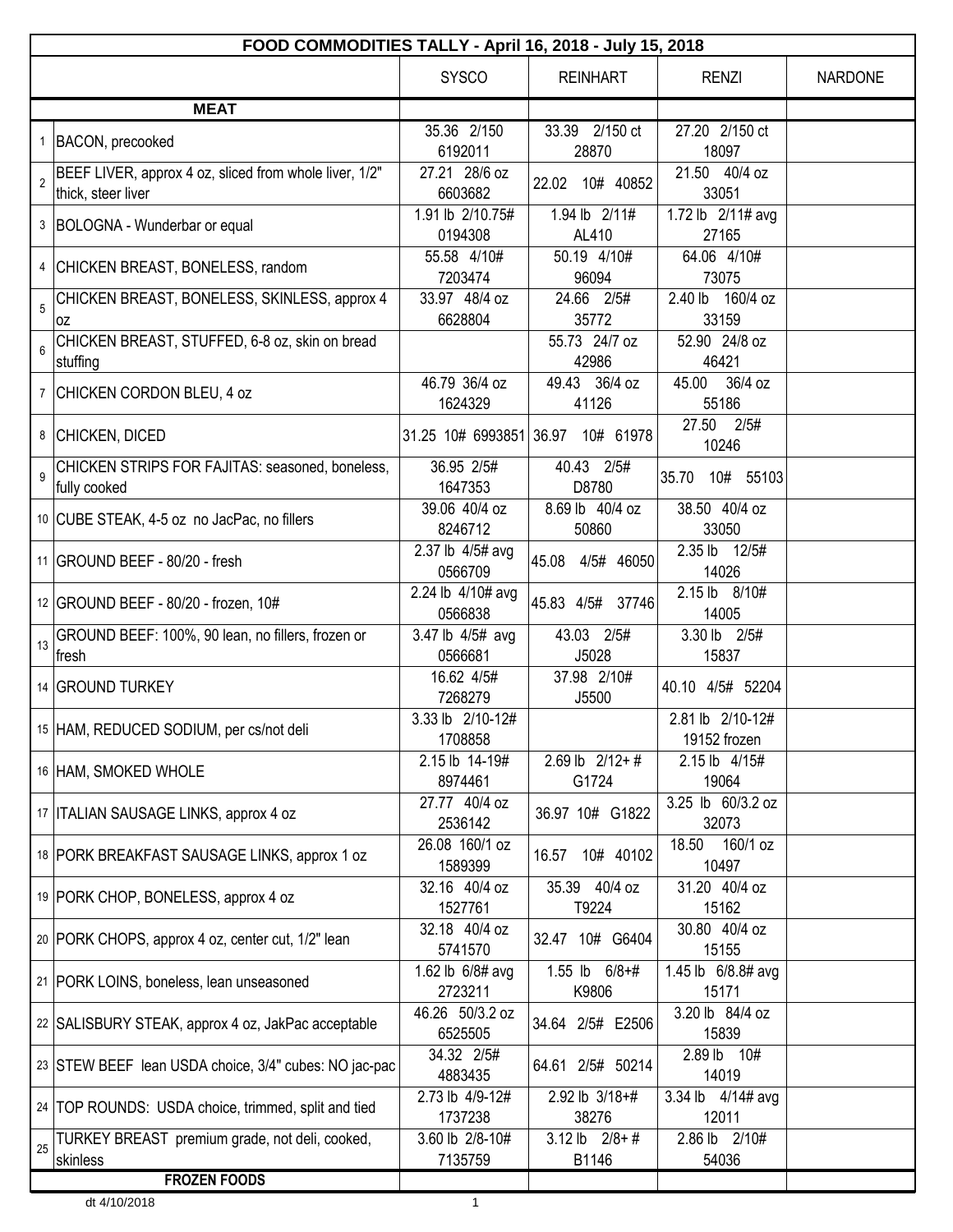| FOOD COMMODITIES TALLY - April 16, 2018 - July 15, 2018 | | | | | |
|---|---|---|---|---|---|
| | | SYSCO | REINHART | RENZI | NARDONE |
| | **MEAT** | | | | |
| 1 | BACON, precooked | 35.36 2/150 6192011 | 33.39 2/150 ct 28870 | 27.20 2/150 ct 18097 | |
| 2 | BEEF LIVER, approx 4 oz, sliced from whole liver, 1/2" thick, steer liver | 27.21 28/6 oz 6603682 | 22.02 10# 40852 | 21.50 40/4 oz 33051 | |
| 3 | BOLOGNA - Wunderbar or equal | 1.91 lb 2/10.75# 0194308 | 1.94 lb 2/11# AL410 | 1.72 lb 2/11# avg 27165 | |
| 4 | CHICKEN BREAST, BONELESS, random | 55.58 4/10# 7203474 | 50.19 4/10# 96094 | 64.06 4/10# 73075 | |
| 5 | CHICKEN BREAST, BONELESS, SKINLESS, approx 4 oz | 33.97 48/4 oz 6628804 | 24.66 2/5# 35772 | 2.40 lb 160/4 oz 33159 | |
| 6 | CHICKEN BREAST, STUFFED, 6-8 oz, skin on bread stuffing | | 55.73 24/7 oz 42986 | 52.90 24/8 oz 46421 | |
| 7 | CHICKEN CORDON BLEU, 4 oz | 46.79 36/4 oz 1624329 | 49.43 36/4 oz 41126 | 45.00 36/4 oz 55186 | |
| 8 | CHICKEN, DICED | 31.25 10# 6993851 | 36.97 10# 61978 | 27.50 2/5# 10246 | |
| 9 | CHICKEN STRIPS FOR FAJITAS: seasoned, boneless, fully cooked | 36.95 2/5# 1647353 | 40.43 2/5# D8780 | 35.70 10# 55103 | |
| 10 | CUBE STEAK, 4-5 oz no JacPac, no fillers | 39.06 40/4 oz 8246712 | 8.69 lb 40/4 oz 50860 | 38.50 40/4 oz 33050 | |
| 11 | GROUND BEEF - 80/20 - fresh | 2.37 lb 4/5# avg 0566709 | 45.08 4/5# 46050 | 2.35 lb 12/5# 14026 | |
| 12 | GROUND BEEF - 80/20 - frozen, 10# | 2.24 lb 4/10# avg 0566838 | 45.83 4/5# 37746 | 2.15 lb 8/10# 14005 | |
| 13 | GROUND BEEF: 100%, 90 lean, no fillers, frozen or fresh | 3.47 lb 4/5# avg 0566681 | 43.03 2/5# J5028 | 3.30 lb 2/5# 15837 | |
| 14 | GROUND TURKEY | 16.62 4/5# 7268279 | 37.98 2/10# J5500 | 40.10 4/5# 52204 | |
| 15 | HAM, REDUCED SODIUM, per cs/not deli | 3.33 lb 2/10-12# 1708858 | | 2.81 lb 2/10-12# 19152 frozen | |
| 16 | HAM, SMOKED WHOLE | 2.15 lb 14-19# 8974461 | 2.69 lb 2/12+ # G1724 | 2.15 lb 4/15# 19064 | |
| 17 | ITALIAN SAUSAGE LINKS, approx 4 oz | 27.77 40/4 oz 2536142 | 36.97 10# G1822 | 3.25 lb 60/3.2 oz 32073 | |
| 18 | PORK BREAKFAST SAUSAGE LINKS, approx 1 oz | 26.08 160/1 oz 1589399 | 16.57 10# 40102 | 18.50 160/1 oz 10497 | |
| 19 | PORK CHOP, BONELESS, approx 4 oz | 32.16 40/4 oz 1527761 | 35.39 40/4 oz T9224 | 31.20 40/4 oz 15162 | |
| 20 | PORK CHOPS, approx 4 oz, center cut, 1/2" lean | 32.18 40/4 oz 5741570 | 32.47 10# G6404 | 30.80 40/4 oz 15155 | |
| 21 | PORK LOINS, boneless, lean unseasoned | 1.62 lb 6/8# avg 2723211 | 1.55 lb 6/8+# K9806 | 1.45 lb 6/8.8# avg 15171 | |
| 22 | SALISBURY STEAK, approx 4 oz, JakPac acceptable | 46.26 50/3.2 oz 6525505 | 34.64 2/5# E2506 | 3.20 lb 84/4 oz 15839 | |
| 23 | STEW BEEF lean USDA choice, 3/4" cubes: NO jac-pac | 34.32 2/5# 4883435 | 64.61 2/5# 50214 | 2.89 lb 10# 14019 | |
| 24 | TOP ROUNDS: USDA choice, trimmed, split and tied | 2.73 lb 4/9-12# 1737238 | 2.92 lb 3/18+# 38276 | 3.34 lb 4/14# avg 12011 | |
| 25 | TURKEY BREAST premium grade, not deli, cooked, skinless | 3.60 lb 2/8-10# 7135759 | 3.12 lb 2/8+ # B1146 | 2.86 lb 2/10# 54036 | |
| | **FROZEN FOODS** | | | | |

dt 4/10/2018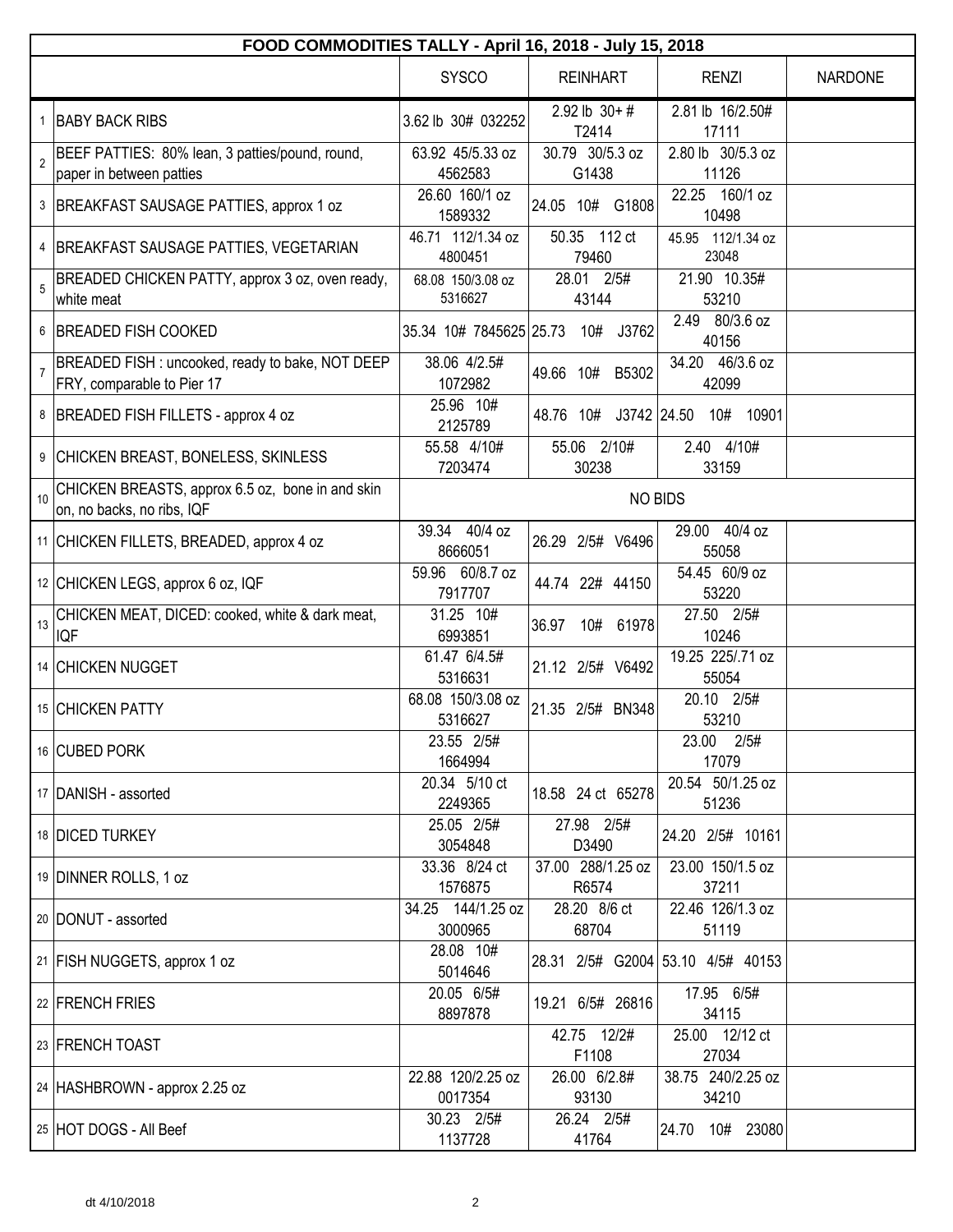| FOOD COMMODITIES TALLY - April 16, 2018 - July 15, 2018 | | | | | |
|---|---|---|---|---|---|
| | | SYSCO | REINHART | RENZI | NARDONE |
| 1 | BABY BACK RIBS | 3.62 lb 30# 032252 | 2.92 lb 30+ # T2414 | 2.81 lb 16/2.50# 17111 | |
| 2 | BEEF PATTIES: 80% lean, 3 patties/pound, round, paper in between patties | 63.92 45/5.33 oz 4562583 | 30.79 30/5.3 oz G1438 | 2.80 lb 30/5.3 oz 11126 | |
| 3 | BREAKFAST SAUSAGE PATTIES, approx 1 oz | 26.60 160/1 oz 1589332 | 24.05 10# G1808 | 22.25 160/1 oz 10498 | |
| 4 | BREAKFAST SAUSAGE PATTIES, VEGETARIAN | 46.71 112/1.34 oz 4800451 | 50.35 112 ct 79460 | 45.95 112/1.34 oz 23048 | |
| 5 | BREADED CHICKEN PATTY, approx 3 oz, oven ready, white meat | 68.08 150/3.08 oz 5316627 | 28.01 2/5# 43144 | 21.90 10.35# 53210 | |
| 6 | BREADED FISH COOKED | 35.34 10# 7845625 | 25.73 10# J3762 | 2.49 80/3.6 oz 40156 | |
| 7 | BREADED FISH : uncooked, ready to bake, NOT DEEP FRY, comparable to Pier 17 | 38.06 4/2.5# 1072982 | 49.66 10# B5302 | 34.20 46/3.6 oz 42099 | |
| 8 | BREADED FISH FILLETS - approx 4 oz | 25.96 10# 2125789 | 48.76 10# J3742 | 24.50 10# 10901 | |
| 9 | CHICKEN BREAST, BONELESS, SKINLESS | 55.58 4/10# 7203474 | 55.06 2/10# 30238 | 2.40 4/10# 33159 | |
| 10 | CHICKEN BREASTS, approx 6.5 oz, bone in and skin on, no backs, no ribs, IQF | NO BIDS | | | |
| 11 | CHICKEN FILLETS, BREADED, approx 4 oz | 39.34 40/4 oz 8666051 | 26.29 2/5# V6496 | 29.00 40/4 oz 55058 | |
| 12 | CHICKEN LEGS, approx 6 oz, IQF | 59.96 60/8.7 oz 7917707 | 44.74 22# 44150 | 54.45 60/9 oz 53220 | |
| 13 | CHICKEN MEAT, DICED: cooked, white & dark meat, IQF | 31.25 10# 6993851 | 36.97 10# 61978 | 27.50 2/5# 10246 | |
| 14 | CHICKEN NUGGET | 61.47 6/4.5# 5316631 | 21.12 2/5# V6492 | 19.25 225/.71 oz 55054 | |
| 15 | CHICKEN PATTY | 68.08 150/3.08 oz 5316627 | 21.35 2/5# BN348 | 20.10 2/5# 53210 | |
| 16 | CUBED PORK | 23.55 2/5# 1664994 | | 23.00 2/5# 17079 | |
| 17 | DANISH - assorted | 20.34 5/10 ct 2249365 | 18.58 24 ct 65278 | 20.54 50/1.25 oz 51236 | |
| 18 | DICED TURKEY | 25.05 2/5# 3054848 | 27.98 2/5# D3490 | 24.20 2/5# 10161 | |
| 19 | DINNER ROLLS, 1 oz | 33.36 8/24 ct 1576875 | 37.00 288/1.25 oz R6574 | 23.00 150/1.5 oz 37211 | |
| 20 | DONUT - assorted | 34.25 144/1.25 oz 3000965 | 28.20 8/6 ct 68704 | 22.46 126/1.3 oz 51119 | |
| 21 | FISH NUGGETS, approx 1 oz | 28.08 10# 5014646 | 28.31 2/5# G2004 | 53.10 4/5# 40153 | |
| 22 | FRENCH FRIES | 20.05 6/5# 8897878 | 19.21 6/5# 26816 | 17.95 6/5# 34115 | |
| 23 | FRENCH TOAST | | 42.75 12/2# F1108 | 25.00 12/12 ct 27034 | |
| 24 | HASHBROWN - approx 2.25 oz | 22.88 120/2.25 oz 0017354 | 26.00 6/2.8# 93130 | 38.75 240/2.25 oz 34210 | |
| 25 | HOT DOGS - All Beef | 30.23 2/5# 1137728 | 26.24 2/5# 41764 | 24.70 10# 23080 | |

dt 4/10/2018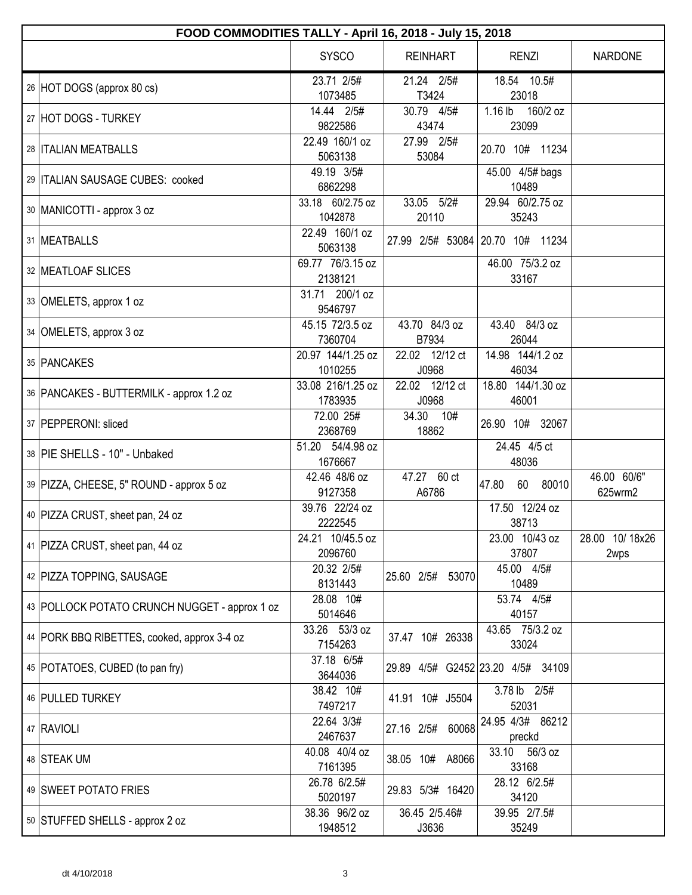| FOOD COMMODITIES TALLY - April 16, 2018 - July 15, 2018 | | | | | |
|---|---|---|---|---|---|
| | | SYSCO | REINHART | RENZI | NARDONE |
| 26 | HOT DOGS (approx 80 cs) | 23.71 2/5# 1073485 | 21.24 2/5# T3424 | 18.54 10.5# 23018 | |
| 27 | HOT DOGS - TURKEY | 14.44 2/5# 9822586 | 30.79 4/5# 43474 | 1.16 lb 160/2 oz 23099 | |
| 28 | ITALIAN MEATBALLS | 22.49 160/1 oz 5063138 | 27.99 2/5# 53084 | 20.70 10# 11234 | |
| 29 | ITALIAN SAUSAGE CUBES: cooked | 49.19 3/5# 6862298 | | 45.00 4/5# bags 10489 | |
| 30 | MANICOTTI - approx 3 oz | 33.18 60/2.75 oz 1042878 | 33.05 5/2# 20110 | 29.94 60/2.75 oz 35243 | |
| 31 | MEATBALLS | 22.49 160/1 oz 5063138 | 27.99 2/5# 53084 | 20.70 10# 11234 | |
| 32 | MEATLOAF SLICES | 69.77 76/3.15 oz 2138121 | | 46.00 75/3.2 oz 33167 | |
| 33 | OMELETS, approx 1 oz | 31.71 200/1 oz 9546797 | | | |
| 34 | OMELETS, approx 3 oz | 45.15 72/3.5 oz 7360704 | 43.70 84/3 oz B7934 | 43.40 84/3 oz 26044 | |
| 35 | PANCAKES | 20.97 144/1.25 oz 1010255 | 22.02 12/12 ct J0968 | 14.98 144/1.2 oz 46034 | |
| 36 | PANCAKES - BUTTERMILK - approx 1.2 oz | 33.08 216/1.25 oz 1783935 | 22.02 12/12 ct J0968 | 18.80 144/1.30 oz 46001 | |
| 37 | PEPPERONI: sliced | 72.00 25# 2368769 | 34.30 10# 18862 | 26.90 10# 32067 | |
| 38 | PIE SHELLS - 10" - Unbaked | 51.20 54/4.98 oz 1676667 | | 24.45 4/5 ct 48036 | |
| 39 | PIZZA, CHEESE, 5" ROUND - approx 5 oz | 42.46 48/6 oz 9127358 | 47.27 60 ct A6786 | 47.80 60 80010 | 46.00 60/6" 625wrm2 |
| 40 | PIZZA CRUST, sheet pan, 24 oz | 39.76 22/24 oz 2222545 | | 17.50 12/24 oz 38713 | |
| 41 | PIZZA CRUST, sheet pan, 44 oz | 24.21 10/45.5 oz 2096760 | | 23.00 10/43 oz 37807 | 28.00 10/ 18x26 2wps |
| 42 | PIZZA TOPPING, SAUSAGE | 20.32 2/5# 8131443 | 25.60 2/5# 53070 | 45.00 4/5# 10489 | |
| 43 | POLLOCK POTATO CRUNCH NUGGET - approx 1 oz | 28.08 10# 5014646 | | 53.74 4/5# 40157 | |
| 44 | PORK BBQ RIBETTES, cooked, approx 3-4 oz | 33.26 53/3 oz 7154263 | 37.47 10# 26338 | 43.65 75/3.2 oz 33024 | |
| 45 | POTATOES, CUBED (to pan fry) | 37.18 6/5# 3644036 | 29.89 4/5# G2452 | 23.20 4/5# 34109 | |
| 46 | PULLED TURKEY | 38.42 10# 7497217 | 41.91 10# J5504 | 3.78 lb 2/5# 52031 | |
| 47 | RAVIOLI | 22.64 3/3# 2467637 | 27.16 2/5# 60068 | 24.95 4/3# 86212 preckd | |
| 48 | STEAK UM | 40.08 40/4 oz 7161395 | 38.05 10# A8066 | 33.10 56/3 oz 33168 | |
| 49 | SWEET POTATO FRIES | 26.78 6/2.5# 5020197 | 29.83 5/3# 16420 | 28.12 6/2.5# 34120 | |
| 50 | STUFFED SHELLS - approx 2 oz | 38.36 96/2 oz 1948512 | 36.45 2/5.46# J3636 | 39.95 2/7.5# 35249 | |

dt 4/10/2018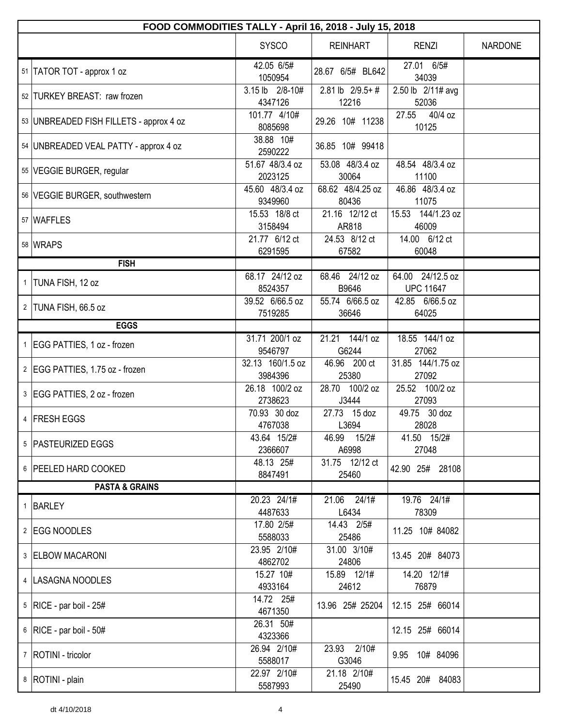| FOOD COMMODITIES TALLY - April 16, 2018 - July 15, 2018 | | | | | |
|---|---|---|---|---|---|
| | | SYSCO | REINHART | RENZI | NARDONE |
| 51 | TATOR TOT - approx 1 oz | 42.05 6/5# 1050954 | 28.67 6/5# BL642 | 27.01 6/5# 34039 | |
| 52 | TURKEY BREAST: raw frozen | 3.15 lb 2/8-10# 4347126 | 2.81 lb 2/9.5+ # 12216 | 2.50 lb 2/11# avg 52036 | |
| 53 | UNBREADED FISH FILLETS - approx 4 oz | 101.77 4/10# 8085698 | 29.26 10# 11238 | 27.55 40/4 oz 10125 | |
| 54 | UNBREADED VEAL PATTY - approx 4 oz | 38.88 10# 2590222 | 36.85 10# 99418 | | |
| 55 | VEGGIE BURGER, regular | 51.67 48/3.4 oz 2023125 | 53.08 48/3.4 oz 30064 | 48.54 48/3.4 oz 11100 | |
| 56 | VEGGIE BURGER, southwestern | 45.60 48/3.4 oz 9349960 | 68.62 48/4.25 oz 80436 | 46.86 48/3.4 oz 11075 | |
| 57 | WAFFLES | 15.53 18/8 ct 3158494 | 21.16 12/12 ct AR818 | 15.53 144/1.23 oz 46009 | |
| 58 | WRAPS | 21.77 6/12 ct 6291595 | 24.53 8/12 ct 67582 | 14.00 6/12 ct 60048 | |
| | **FISH** | | | | |
| 1 | TUNA FISH, 12 oz | 68.17 24/12 oz 8524357 | 68.46 24/12 oz B9646 | 64.00 24/12.5 oz UPC 11647 | |
| 2 | TUNA FISH, 66.5 oz | 39.52 6/66.5 oz 7519285 | 55.74 6/66.5 oz 36646 | 42.85 6/66.5 oz 64025 | |
| | **EGGS** | | | | |
| 1 | EGG PATTIES, 1 oz - frozen | 31.71 200/1 oz 9546797 | 21.21 144/1 oz G6244 | 18.55 144/1 oz 27062 | |
| 2 | EGG PATTIES, 1.75 oz - frozen | 32.13 160/1.5 oz 3984396 | 46.96 200 ct 25380 | 31.85 144/1.75 oz 27092 | |
| 3 | EGG PATTIES, 2 oz - frozen | 26.18 100/2 oz 2738623 | 28.70 100/2 oz J3444 | 25.52 100/2 oz 27093 | |
| 4 | FRESH EGGS | 70.93 30 doz 4767038 | 27.73 15 doz L3694 | 49.75 30 doz 28028 | |
| 5 | PASTEURIZED EGGS | 43.64 15/2# 2366607 | 46.99 15/2# A6998 | 41.50 15/2# 27048 | |
| 6 | PEELED HARD COOKED | 48.13 25# 8847491 | 31.75 12/12 ct 25460 | 42.90 25# 28108 | |
| | **PASTA & GRAINS** | | | | |
| 1 | BARLEY | 20.23 24/1# 4487633 | 21.06 24/1# L6434 | 19.76 24/1# 78309 | |
| 2 | EGG NOODLES | 17.80 2/5# 5588033 | 14.43 2/5# 25486 | 11.25 10# 84082 | |
| 3 | ELBOW MACARONI | 23.95 2/10# 4862702 | 31.00 3/10# 24806 | 13.45 20# 84073 | |
| 4 | LASAGNA NOODLES | 15.27 10# 4933164 | 15.89 12/1# 24612 | 14.20 12/1# 76879 | |
| 5 | RICE - par boil - 25# | 14.72 25# 4671350 | 13.96 25# 25204 | 12.15 25# 66014 | |
| 6 | RICE - par boil - 50# | 26.31 50# 4323366 | | 12.15 25# 66014 | |
| 7 | ROTINI - tricolor | 26.94 2/10# 5588017 | 23.93 2/10# G3046 | 9.95 10# 84096 | |
| 8 | ROTINI - plain | 22.97 2/10# 5587993 | 21.18 2/10# 25490 | 15.45 20# 84083 | |

dt 4/10/2018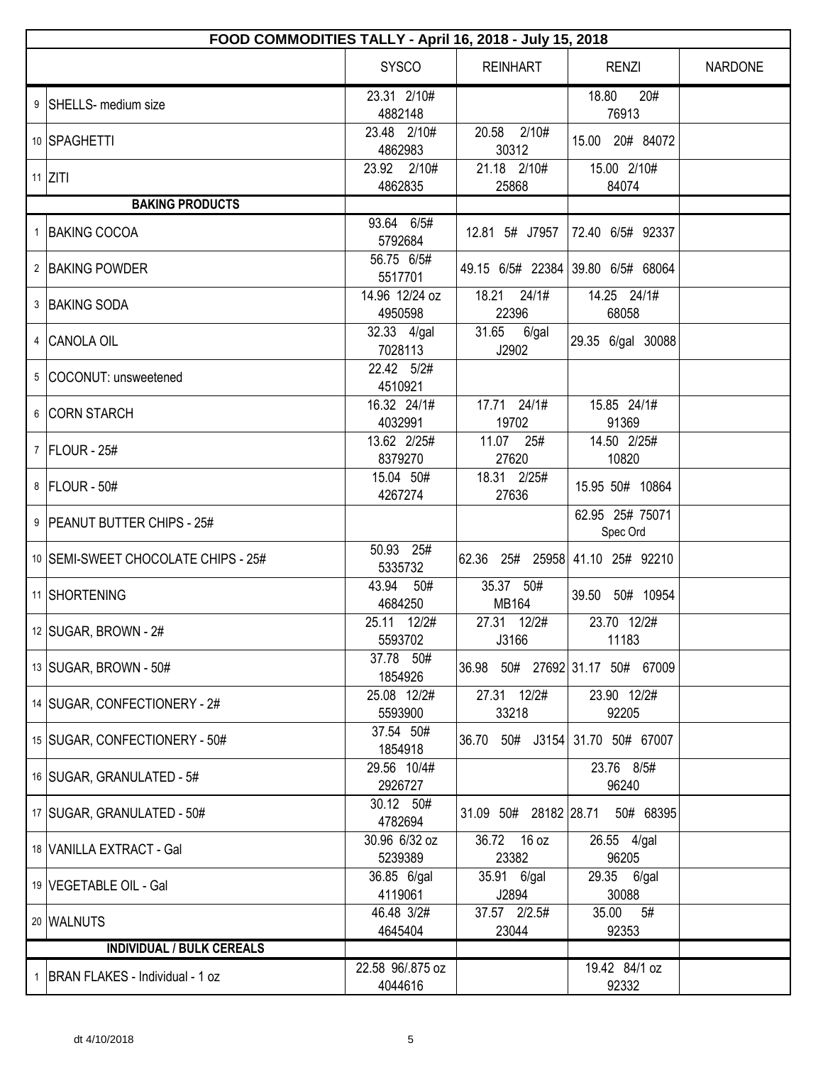| FOOD COMMODITIES TALLY - April 16, 2018 - July 15, 2018 | | | | | |
|---|---|---|---|---|---|
| | | SYSCO | REINHART | RENZI | NARDONE |
| 9 | SHELLS- medium size | 23.31 2/10# 4882148 | | 18.80 20# 76913 | |
| 10 | SPAGHETTI | 23.48 2/10# 4862983 | 20.58 2/10# 30312 | 15.00 20# 84072 | |
| 11 | ZITI | 23.92 2/10# 4862835 | 21.18 2/10# 25868 | 15.00 2/10# 84074 | |
| | **BAKING PRODUCTS** | | | | |
| 1 | BAKING COCOA | 93.64 6/5# 5792684 | 12.81 5# J7957 | 72.40 6/5# 92337 | |
| 2 | BAKING POWDER | 56.75 6/5# 5517701 | 49.15 6/5# 22384 | 39.80 6/5# 68064 | |
| 3 | BAKING SODA | 14.96 12/24 oz 4950598 | 18.21 24/1# 22396 | 14.25 24/1# 68058 | |
| 4 | CANOLA OIL | 32.33 4/gal 7028113 | 31.65 6/gal J2902 | 29.35 6/gal 30088 | |
| 5 | COCONUT: unsweetened | 22.42 5/2# 4510921 | | | |
| 6 | CORN STARCH | 16.32 24/1# 4032991 | 17.71 24/1# 19702 | 15.85 24/1# 91369 | |
| 7 | FLOUR - 25# | 13.62 2/25# 8379270 | 11.07 25# 27620 | 14.50 2/25# 10820 | |
| 8 | FLOUR - 50# | 15.04 50# 4267274 | 18.31 2/25# 27636 | 15.95 50# 10864 | |
| 9 | PEANUT BUTTER CHIPS - 25# | | | 62.95 25# 75071 Spec Ord | |
| 10 | SEMI-SWEET CHOCOLATE CHIPS - 25# | 50.93 25# 5335732 | 62.36 25# 25958 | 41.10 25# 92210 | |
| 11 | SHORTENING | 43.94 50# 4684250 | 35.37 50# MB164 | 39.50 50# 10954 | |
| 12 | SUGAR, BROWN - 2# | 25.11 12/2# 5593702 | 27.31 12/2# J3166 | 23.70 12/2# 11183 | |
| 13 | SUGAR, BROWN - 50# | 37.78 50# 1854926 | 36.98 50# 27692 | 31.17 50# 67009 | |
| 14 | SUGAR, CONFECTIONERY - 2# | 25.08 12/2# 5593900 | 27.31 12/2# 33218 | 23.90 12/2# 92205 | |
| 15 | SUGAR, CONFECTIONERY - 50# | 37.54 50# 1854918 | 36.70 50# J3154 | 31.70 50# 67007 | |
| 16 | SUGAR, GRANULATED - 5# | 29.56 10/4# 2926727 | | 23.76 8/5# 96240 | |
| 17 | SUGAR, GRANULATED - 50# | 30.12 50# 4782694 | 31.09 50# 28182 | 28.71 50# 68395 | |
| 18 | VANILLA EXTRACT - Gal | 30.96 6/32 oz 5239389 | 36.72 16 oz 23382 | 26.55 4/gal 96205 | |
| 19 | VEGETABLE OIL - Gal | 36.85 6/gal 4119061 | 35.91 6/gal J2894 | 29.35 6/gal 30088 | |
| 20 | WALNUTS | 46.48 3/2# 4645404 | 37.57 2/2.5# 23044 | 35.00 5# 92353 | |
| | **INDIVIDUAL / BULK CEREALS** | | | | |
| 1 | BRAN FLAKES - Individual - 1 oz | 22.58 96/.875 oz 4044616 | | 19.42 84/1 oz 92332 | |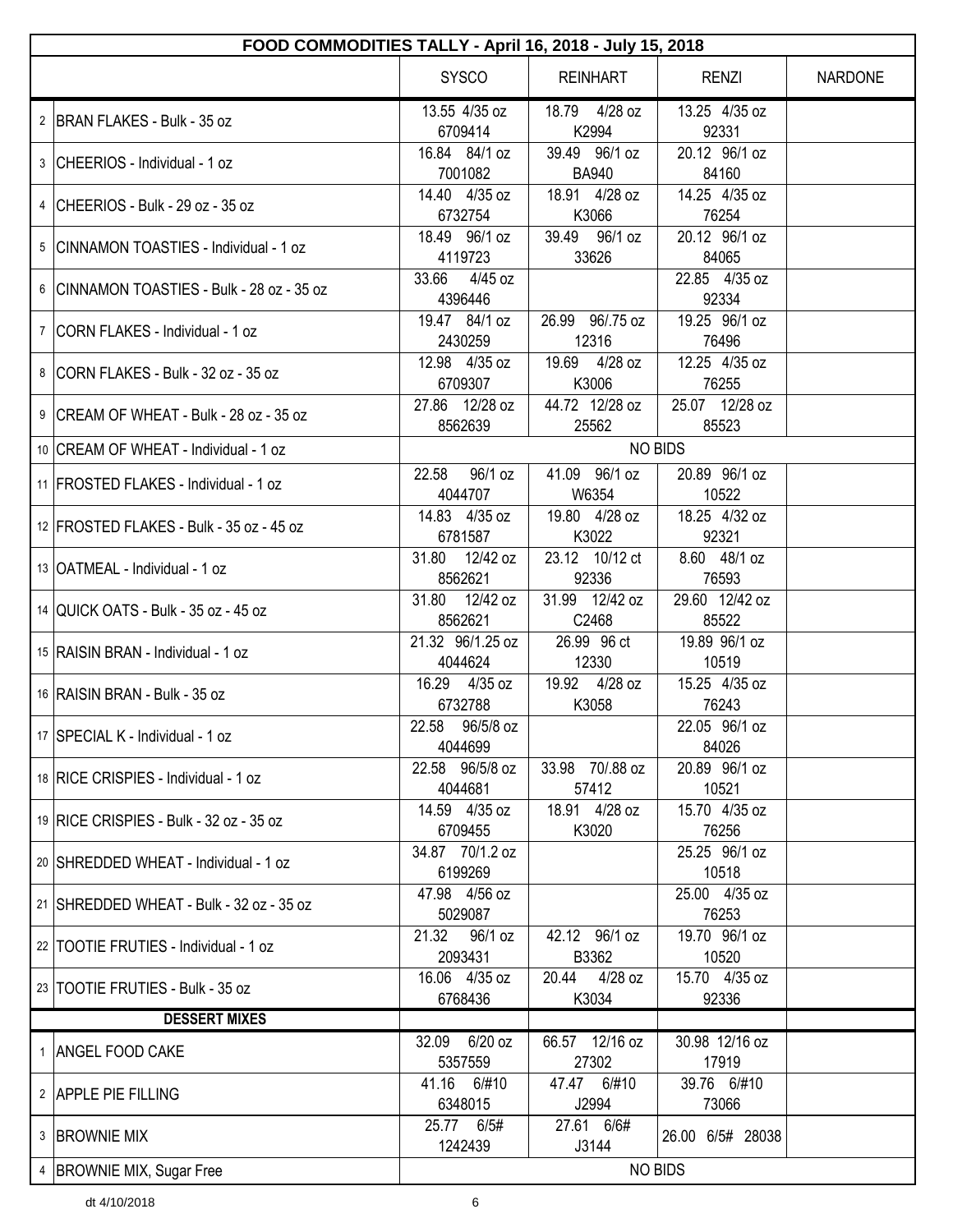| FOOD COMMODITIES TALLY - April 16, 2018 - July 15, 2018 | | | | | |
|---|---|---|---|---|---|
| | | SYSCO | REINHART | RENZI | NARDONE |
| 2 | BRAN FLAKES - Bulk - 35 oz | 13.55 4/35 oz 6709414 | 18.79 4/28 oz K2994 | 13.25 4/35 oz 92331 | |
| 3 | CHEERIOS - Individual - 1 oz | 16.84 84/1 oz 7001082 | 39.49 96/1 oz BA940 | 20.12 96/1 oz 84160 | |
| 4 | CHEERIOS - Bulk - 29 oz - 35 oz | 14.40 4/35 oz 6732754 | 18.91 4/28 oz K3066 | 14.25 4/35 oz 76254 | |
| 5 | CINNAMON TOASTIES - Individual - 1 oz | 18.49 96/1 oz 4119723 | 39.49 96/1 oz 33626 | 20.12 96/1 oz 84065 | |
| 6 | CINNAMON TOASTIES - Bulk - 28 oz - 35 oz | 33.66 4/45 oz 4396446 | | 22.85 4/35 oz 92334 | |
| 7 | CORN FLAKES - Individual - 1 oz | 19.47 84/1 oz 2430259 | 26.99 96/.75 oz 12316 | 19.25 96/1 oz 76496 | |
| 8 | CORN FLAKES - Bulk - 32 oz - 35 oz | 12.98 4/35 oz 6709307 | 19.69 4/28 oz K3006 | 12.25 4/35 oz 76255 | |
| 9 | CREAM OF WHEAT - Bulk - 28 oz - 35 oz | 27.86 12/28 oz 8562639 | 44.72 12/28 oz 25562 | 25.07 12/28 oz 85523 | |
| 10 | CREAM OF WHEAT - Individual - 1 oz | NO BIDS | | | |
| 11 | FROSTED FLAKES - Individual - 1 oz | 22.58 96/1 oz 4044707 | 41.09 96/1 oz W6354 | 20.89 96/1 oz 10522 | |
| 12 | FROSTED FLAKES - Bulk - 35 oz - 45 oz | 14.83 4/35 oz 6781587 | 19.80 4/28 oz K3022 | 18.25 4/32 oz 92321 | |
| 13 | OATMEAL - Individual - 1 oz | 31.80 12/42 oz 8562621 | 23.12 10/12 ct 92336 | 8.60 48/1 oz 76593 | |
| 14 | QUICK OATS - Bulk - 35 oz - 45 oz | 31.80 12/42 oz 8562621 | 31.99 12/42 oz C2468 | 29.60 12/42 oz 85522 | |
| 15 | RAISIN BRAN - Individual - 1 oz | 21.32 96/1.25 oz 4044624 | 26.99 96 ct 12330 | 19.89 96/1 oz 10519 | |
| 16 | RAISIN BRAN - Bulk - 35 oz | 16.29 4/35 oz 6732788 | 19.92 4/28 oz K3058 | 15.25 4/35 oz 76243 | |
| 17 | SPECIAL K - Individual - 1 oz | 22.58 96/5/8 oz 4044699 | | 22.05 96/1 oz 84026 | |
| 18 | RICE CRISPIES - Individual - 1 oz | 22.58 96/5/8 oz 4044681 | 33.98 70/.88 oz 57412 | 20.89 96/1 oz 10521 | |
| 19 | RICE CRISPIES - Bulk - 32 oz - 35 oz | 14.59 4/35 oz 6709455 | 18.91 4/28 oz K3020 | 15.70 4/35 oz 76256 | |
| 20 | SHREDDED WHEAT - Individual - 1 oz | 34.87 70/1.2 oz 6199269 | | 25.25 96/1 oz 10518 | |
| 21 | SHREDDED WHEAT - Bulk - 32 oz - 35 oz | 47.98 4/56 oz 5029087 | | 25.00 4/35 oz 76253 | |
| 22 | TOOTIE FRUTIES - Individual - 1 oz | 21.32 96/1 oz 2093431 | 42.12 96/1 oz B3362 | 19.70 96/1 oz 10520 | |
| 23 | TOOTIE FRUTIES - Bulk - 35 oz | 16.06 4/35 oz 6768436 | 20.44 4/28 oz K3034 | 15.70 4/35 oz 92336 | |
| | **DESSERT MIXES** | | | | |
| 1 | ANGEL FOOD CAKE | 32.09 6/20 oz 5357559 | 66.57 12/16 oz 27302 | 30.98 12/16 oz 17919 | |
| 2 | APPLE PIE FILLING | 41.16 6/#10 6348015 | 47.47 6/#10 J2994 | 39.76 6/#10 73066 | |
| 3 | BROWNIE MIX | 25.77 6/5# 1242439 | 27.61 6/6# J3144 | 26.00 6/5# 28038 | |
| 4 | BROWNIE MIX, Sugar Free | NO BIDS | | | |

dt 4/10/2018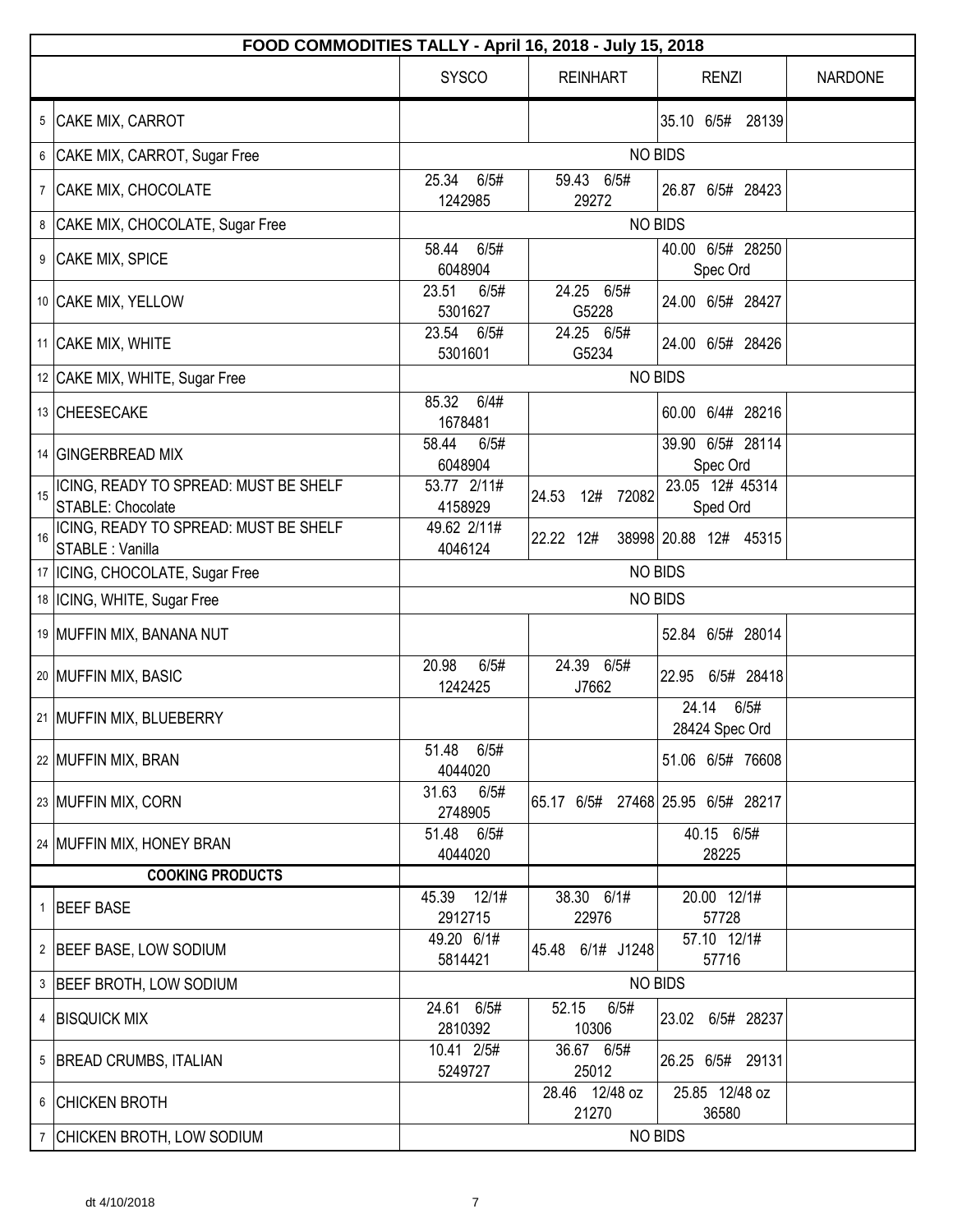| FOOD COMMODITIES TALLY - April 16, 2018 - July 15, 2018 | | | | | |
|---|---|---|---|---|---|
| | | SYSCO | REINHART | RENZI | NARDONE |
| 5 | CAKE MIX, CARROT | | | 35.10 6/5# 28139 | |
| 6 | CAKE MIX, CARROT, Sugar Free | NO BIDS | | | |
| 7 | CAKE MIX, CHOCOLATE | 25.34 6/5# 1242985 | 59.43 6/5# 29272 | 26.87 6/5# 28423 | |
| 8 | CAKE MIX, CHOCOLATE, Sugar Free | NO BIDS | | | |
| 9 | CAKE MIX, SPICE | 58.44 6/5# 6048904 | | 40.00 6/5# 28250 Spec Ord | |
| 10 | CAKE MIX, YELLOW | 23.51 6/5# 5301627 | 24.25 6/5# G5228 | 24.00 6/5# 28427 | |
| 11 | CAKE MIX, WHITE | 23.54 6/5# 5301601 | 24.25 6/5# G5234 | 24.00 6/5# 28426 | |
| 12 | CAKE MIX, WHITE, Sugar Free | NO BIDS | | | |
| 13 | CHEESECAKE | 85.32 6/4# 1678481 | | 60.00 6/4# 28216 | |
| 14 | GINGERBREAD MIX | 58.44 6/5# 6048904 | | 39.90 6/5# 28114 Spec Ord | |
| 15 | ICING, READY TO SPREAD: MUST BE SHELF STABLE: Chocolate | 53.77 2/11# 4158929 | 24.53 12# 72082 | 23.05 12# 45314 Sped Ord | |
| 16 | ICING, READY TO SPREAD: MUST BE SHELF STABLE : Vanilla | 49.62 2/11# 4046124 | 22.22 12# 38998 | 20.88 12# 45315 | |
| 17 | ICING, CHOCOLATE, Sugar Free | NO BIDS | | | |
| 18 | ICING, WHITE, Sugar Free | NO BIDS | | | |
| 19 | MUFFIN MIX, BANANA NUT | | | 52.84 6/5# 28014 | |
| 20 | MUFFIN MIX, BASIC | 20.98 6/5# 1242425 | 24.39 6/5# J7662 | 22.95 6/5# 28418 | |
| 21 | MUFFIN MIX, BLUEBERRY | | | 24.14 6/5# 28424 Spec Ord | |
| 22 | MUFFIN MIX, BRAN | 51.48 6/5# 4044020 | | 51.06 6/5# 76608 | |
| 23 | MUFFIN MIX, CORN | 31.63 6/5# 2748905 | 65.17 6/5# 27468 | 25.95 6/5# 28217 | |
| 24 | MUFFIN MIX, HONEY BRAN | 51.48 6/5# 4044020 | | 40.15 6/5# 28225 | |
| | **COOKING PRODUCTS** | | | | |
| 1 | BEEF BASE | 45.39 12/1# 2912715 | 38.30 6/1# 22976 | 20.00 12/1# 57728 | |
| 2 | BEEF BASE, LOW SODIUM | 49.20 6/1# 5814421 | 45.48 6/1# J1248 | 57.10 12/1# 57716 | |
| 3 | BEEF BROTH, LOW SODIUM | NO BIDS | | | |
| 4 | BISQUICK MIX | 24.61 6/5# 2810392 | 52.15 6/5# 10306 | 23.02 6/5# 28237 | |
| 5 | BREAD CRUMBS, ITALIAN | 10.41 2/5# 5249727 | 36.67 6/5# 25012 | 26.25 6/5# 29131 | |
| 6 | CHICKEN BROTH | | 28.46 12/48 oz 21270 | 25.85 12/48 oz 36580 | |
| 7 | CHICKEN BROTH, LOW SODIUM | NO BIDS | | | |

dt 4/10/2018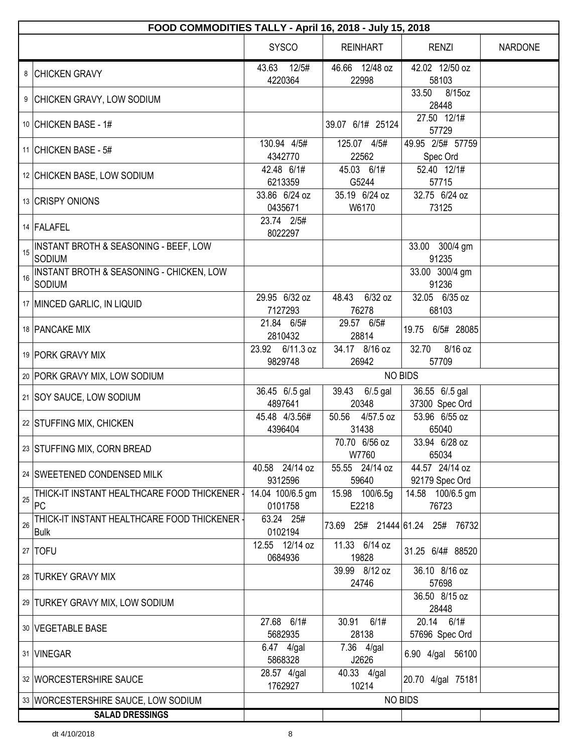| FOOD COMMODITIES TALLY - April 16, 2018 - July 15, 2018 | | | | | |
|---|---|---|---|---|---|
| | | SYSCO | REINHART | RENZI | NARDONE |
| 8 | CHICKEN GRAVY | 43.63 12/5# 4220364 | 46.66 12/48 oz 22998 | 42.02 12/50 oz 58103 | |
| 9 | CHICKEN GRAVY, LOW SODIUM | | | 33.50 8/15oz 28448 | |
| 10 | CHICKEN BASE - 1# | | 39.07 6/1# 25124 | 27.50 12/1# 57729 | |
| 11 | CHICKEN BASE - 5# | 130.94 4/5# 4342770 | 125.07 4/5# 22562 | 49.95 2/5# 57759 Spec Ord | |
| 12 | CHICKEN BASE, LOW SODIUM | 42.48 6/1# 6213359 | 45.03 6/1# G5244 | 52.40 12/1# 57715 | |
| 13 | CRISPY ONIONS | 33.86 6/24 oz 0435671 | 35.19 6/24 oz W6170 | 32.75 6/24 oz 73125 | |
| 14 | FALAFEL | 23.74 2/5# 8022297 | | | |
| 15 | INSTANT BROTH & SEASONING - BEEF, LOW SODIUM | | | 33.00 300/4 gm 91235 | |
| 16 | INSTANT BROTH & SEASONING - CHICKEN, LOW SODIUM | | | 33.00 300/4 gm 91236 | |
| 17 | MINCED GARLIC, IN LIQUID | 29.95 6/32 oz 7127293 | 48.43 6/32 oz 76278 | 32.05 6/35 oz 68103 | |
| 18 | PANCAKE MIX | 21.84 6/5# 2810432 | 29.57 6/5# 28814 | 19.75 6/5# 28085 | |
| 19 | PORK GRAVY MIX | 23.92 6/11.3 oz 9829748 | 34.17 8/16 oz 26942 | 32.70 8/16 oz 57709 | |
| 20 | PORK GRAVY MIX, LOW SODIUM | NO BIDS | | | |
| 21 | SOY SAUCE, LOW SODIUM | 36.45 6/.5 gal 4897641 | 39.43 6/.5 gal 20348 | 36.55 6/.5 gal 37300 Spec Ord | |
| 22 | STUFFING MIX, CHICKEN | 45.48 4/3.56# 4396404 | 50.56 4/57.5 oz 31438 | 53.96 6/55 oz 65040 | |
| 23 | STUFFING MIX, CORN BREAD | | 70.70 6/56 oz W7760 | 33.94 6/28 oz 65034 | |
| 24 | SWEETENED CONDENSED MILK | 40.58 24/14 oz 9312596 | 55.55 24/14 oz 59640 | 44.57 24/14 oz 92179 Spec Ord | |
| 25 | THICK-IT INSTANT HEALTHCARE FOOD THICKENER - PC | 14.04 100/6.5 gm 0101758 | 15.98 100/6.5g E2218 | 14.58 100/6.5 gm 76723 | |
| 26 | THICK-IT INSTANT HEALTHCARE FOOD THICKENER - Bulk | 63.24 25# 0102194 | 73.69 25# 21444 | 61.24 25# 76732 | |
| 27 | TOFU | 12.55 12/14 oz 0684936 | 11.33 6/14 oz 19828 | 31.25 6/4# 88520 | |
| 28 | TURKEY GRAVY MIX | | 39.99 8/12 oz 24746 | 36.10 8/16 oz 57698 | |
| 29 | TURKEY GRAVY MIX, LOW SODIUM | | | 36.50 8/15 oz 28448 | |
| 30 | VEGETABLE BASE | 27.68 6/1# 5682935 | 30.91 6/1# 28138 | 20.14 6/1# 57696 Spec Ord | |
| 31 | VINEGAR | 6.47 4/gal 5868328 | 7.36 4/gal J2626 | 6.90 4/gal 56100 | |
| 32 | WORCESTERSHIRE SAUCE | 28.57 4/gal 1762927 | 40.33 4/gal 10214 | 20.70 4/gal 75181 | |
| 33 | WORCESTERSHIRE SAUCE, LOW SODIUM | NO BIDS | | | |
| | **SALAD DRESSINGS** | | | | |

dt 4/10/2018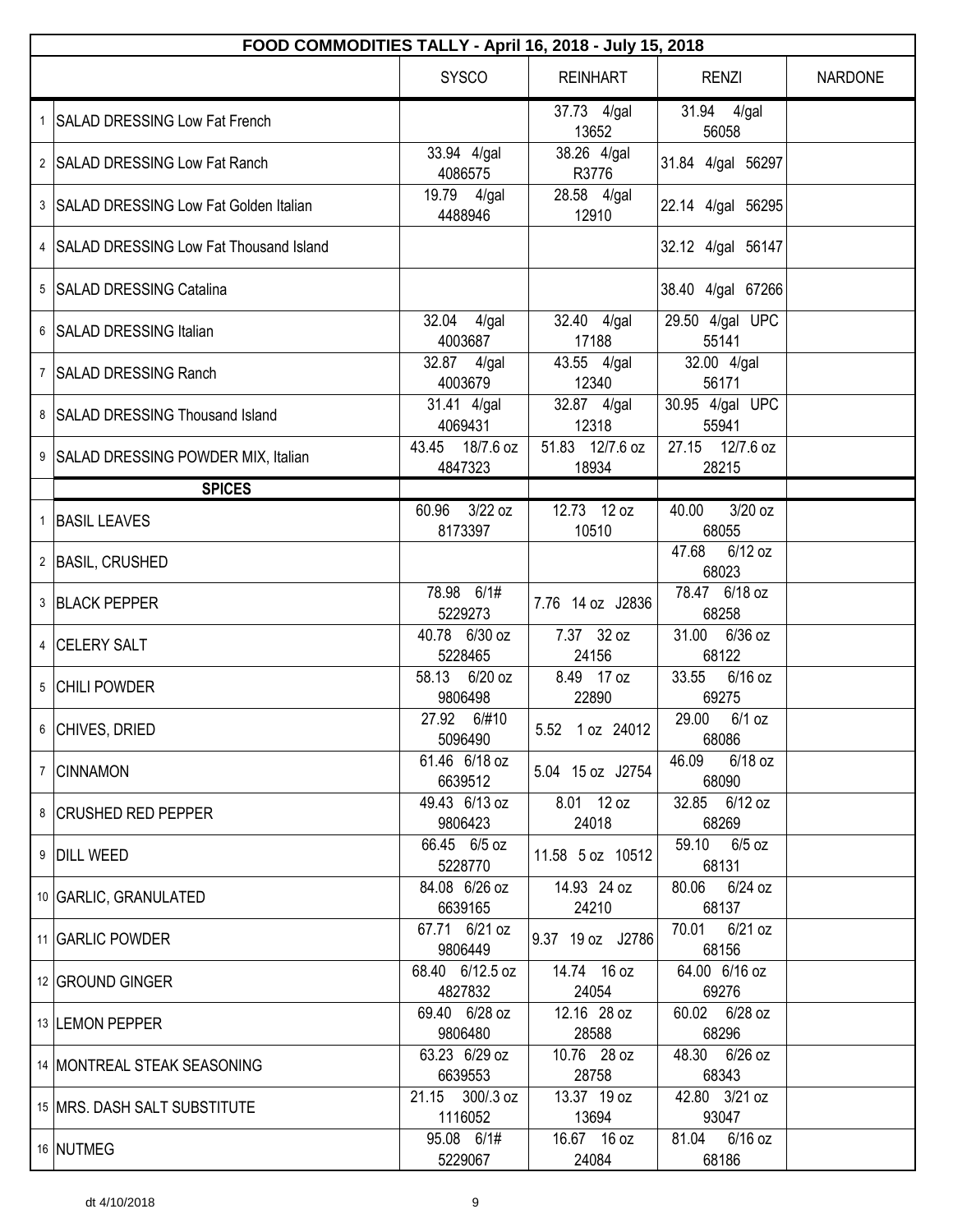| FOOD COMMODITIES TALLY - April 16, 2018 - July 15, 2018 | | | | | |
|---|---|---|---|---|---|
| | | SYSCO | REINHART | RENZI | NARDONE |
| 1 | SALAD DRESSING Low Fat French | | 37.73 4/gal 13652 | 31.94 4/gal 56058 | |
| 2 | SALAD DRESSING Low Fat Ranch | 33.94 4/gal 4086575 | 38.26 4/gal R3776 | 31.84 4/gal 56297 | |
| 3 | SALAD DRESSING Low Fat Golden Italian | 19.79 4/gal 4488946 | 28.58 4/gal 12910 | 22.14 4/gal 56295 | |
| 4 | SALAD DRESSING Low Fat Thousand Island | | | 32.12 4/gal 56147 | |
| 5 | SALAD DRESSING Catalina | | | 38.40 4/gal 67266 | |
| 6 | SALAD DRESSING Italian | 32.04 4/gal 4003687 | 32.40 4/gal 17188 | 29.50 4/gal UPC 55141 | |
| 7 | SALAD DRESSING Ranch | 32.87 4/gal 4003679 | 43.55 4/gal 12340 | 32.00 4/gal 56171 | |
| 8 | SALAD DRESSING Thousand Island | 31.41 4/gal 4069431 | 32.87 4/gal 12318 | 30.95 4/gal UPC 55941 | |
| 9 | SALAD DRESSING POWDER MIX, Italian | 43.45 18/7.6 oz 4847323 | 51.83 12/7.6 oz 18934 | 27.15 12/7.6 oz 28215 | |
| | **SPICES** | | | | |
| 1 | BASIL LEAVES | 60.96 3/22 oz 8173397 | 12.73 12 oz 10510 | 40.00 3/20 oz 68055 | |
| 2 | BASIL, CRUSHED | | | 47.68 6/12 oz 68023 | |
| 3 | BLACK PEPPER | 78.98 6/1# 5229273 | 7.76 14 oz J2836 | 78.47 6/18 oz 68258 | |
| 4 | CELERY SALT | 40.78 6/30 oz 5228465 | 7.37 32 oz 24156 | 31.00 6/36 oz 68122 | |
| 5 | CHILI POWDER | 58.13 6/20 oz 9806498 | 8.49 17 oz 22890 | 33.55 6/16 oz 69275 | |
| 6 | CHIVES, DRIED | 27.92 6/#10 5096490 | 5.52 1 oz 24012 | 29.00 6/1 oz 68086 | |
| 7 | CINNAMON | 61.46 6/18 oz 6639512 | 5.04 15 oz J2754 | 46.09 6/18 oz 68090 | |
| 8 | CRUSHED RED PEPPER | 49.43 6/13 oz 9806423 | 8.01 12 oz 24018 | 32.85 6/12 oz 68269 | |
| 9 | DILL WEED | 66.45 6/5 oz 5228770 | 11.58 5 oz 10512 | 59.10 6/5 oz 68131 | |
| 10 | GARLIC, GRANULATED | 84.08 6/26 oz 6639165 | 14.93 24 oz 24210 | 80.06 6/24 oz 68137 | |
| 11 | GARLIC POWDER | 67.71 6/21 oz 9806449 | 9.37 19 oz J2786 | 70.01 6/21 oz 68156 | |
| 12 | GROUND GINGER | 68.40 6/12.5 oz 4827832 | 14.74 16 oz 24054 | 64.00 6/16 oz 69276 | |
| 13 | LEMON PEPPER | 69.40 6/28 oz 9806480 | 12.16 28 oz 28588 | 60.02 6/28 oz 68296 | |
| 14 | MONTREAL STEAK SEASONING | 63.23 6/29 oz 6639553 | 10.76 28 oz 28758 | 48.30 6/26 oz 68343 | |
| 15 | MRS. DASH SALT SUBSTITUTE | 21.15 300/.3 oz 1116052 | 13.37 19 oz 13694 | 42.80 3/21 oz 93047 | |
| 16 | NUTMEG | 95.08 6/1# 5229067 | 16.67 16 oz 24084 | 81.04 6/16 oz 68186 | |

dt 4/10/2018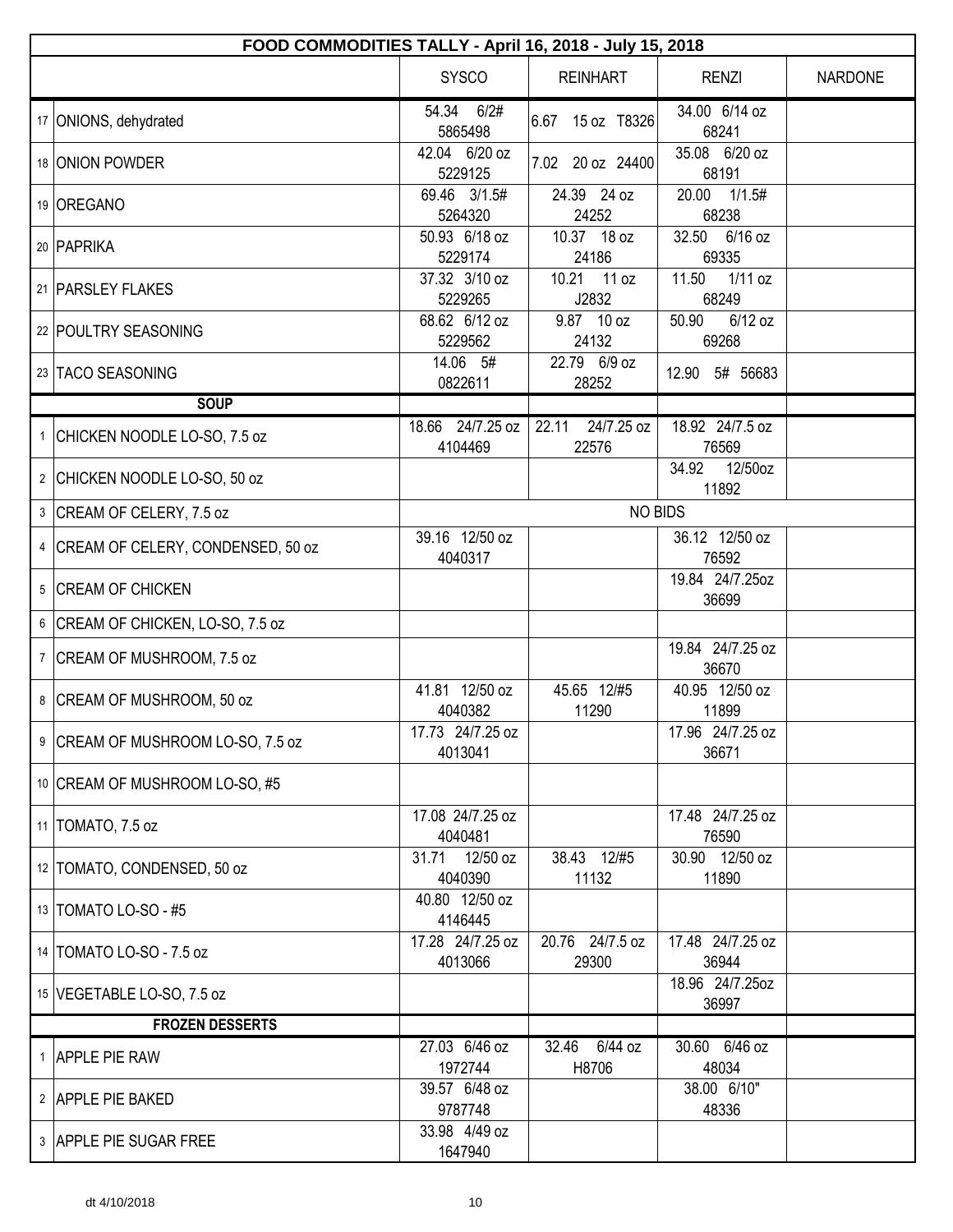| FOOD COMMODITIES TALLY - April 16, 2018 - July 15, 2018 | | SYSCO | REINHART | RENZI | NARDONE |
|---|---|---|---|---|---|
| 17 | ONIONS, dehydrated | 54.34 6/2# 5865498 | 6.67 15 oz T8326 | 34.00 6/14 oz 68241 | |
| 18 | ONION POWDER | 42.04 6/20 oz 5229125 | 7.02 20 oz 24400 | 35.08 6/20 oz 68191 | |
| 19 | OREGANO | 69.46 3/1.5# 5264320 | 24.39 24 oz 24252 | 20.00 1/1.5# 68238 | |
| 20 | PAPRIKA | 50.93 6/18 oz 5229174 | 10.37 18 oz 24186 | 32.50 6/16 oz 69335 | |
| 21 | PARSLEY FLAKES | 37.32 3/10 oz 5229265 | 10.21 11 oz J2832 | 11.50 1/11 oz 68249 | |
| 22 | POULTRY SEASONING | 68.62 6/12 oz 5229562 | 9.87 10 oz 24132 | 50.90 6/12 oz 69268 | |
| 23 | TACO SEASONING | 14.06 5# 0822611 | 22.79 6/9 oz 28252 | 12.90 5# 56683 | |
| | **SOUP** | | | | |
| 1 | CHICKEN NOODLE LO-SO, 7.5 oz | 18.66 24/7.25 oz 4104469 | 22.11 24/7.25 oz 22576 | 18.92 24/7.5 oz 76569 | |
| 2 | CHICKEN NOODLE LO-SO, 50 oz | | | 34.92 12/50oz 11892 | |
| 3 | CREAM OF CELERY, 7.5 oz | NO BIDS | | | |
| 4 | CREAM OF CELERY, CONDENSED, 50 oz | 39.16 12/50 oz 4040317 | | 36.12 12/50 oz 76592 | |
| 5 | CREAM OF CHICKEN | | | 19.84 24/7.25oz 36699 | |
| 6 | CREAM OF CHICKEN, LO-SO, 7.5 oz | | | | |
| 7 | CREAM OF MUSHROOM, 7.5 oz | | | 19.84 24/7.25 oz 36670 | |
| 8 | CREAM OF MUSHROOM, 50 oz | 41.81 12/50 oz 4040382 | 45.65 12/#5 11290 | 40.95 12/50 oz 11899 | |
| 9 | CREAM OF MUSHROOM LO-SO, 7.5 oz | 17.73 24/7.25 oz 4013041 | | 17.96 24/7.25 oz 36671 | |
| 10 | CREAM OF MUSHROOM LO-SO, #5 | | | | |
| 11 | TOMATO, 7.5 oz | 17.08 24/7.25 oz 4040481 | | 17.48 24/7.25 oz 76590 | |
| 12 | TOMATO, CONDENSED, 50 oz | 31.71 12/50 oz 4040390 | 38.43 12/#5 11132 | 30.90 12/50 oz 11890 | |
| 13 | TOMATO LO-SO - #5 | 40.80 12/50 oz 4146445 | | | |
| 14 | TOMATO LO-SO - 7.5 oz | 17.28 24/7.25 oz 4013066 | 20.76 24/7.5 oz 29300 | 17.48 24/7.25 oz 36944 | |
| 15 | VEGETABLE LO-SO, 7.5 oz | | | 18.96 24/7.25oz 36997 | |
| | **FROZEN DESSERTS** | | | | |
| 1 | APPLE PIE RAW | 27.03 6/46 oz 1972744 | 32.46 6/44 oz H8706 | 30.60 6/46 oz 48034 | |
| 2 | APPLE PIE BAKED | 39.57 6/48 oz 9787748 | | 38.00 6/10" 48336 | |
| 3 | APPLE PIE SUGAR FREE | 33.98 4/49 oz 1647940 | | | |

dt 4/10/2018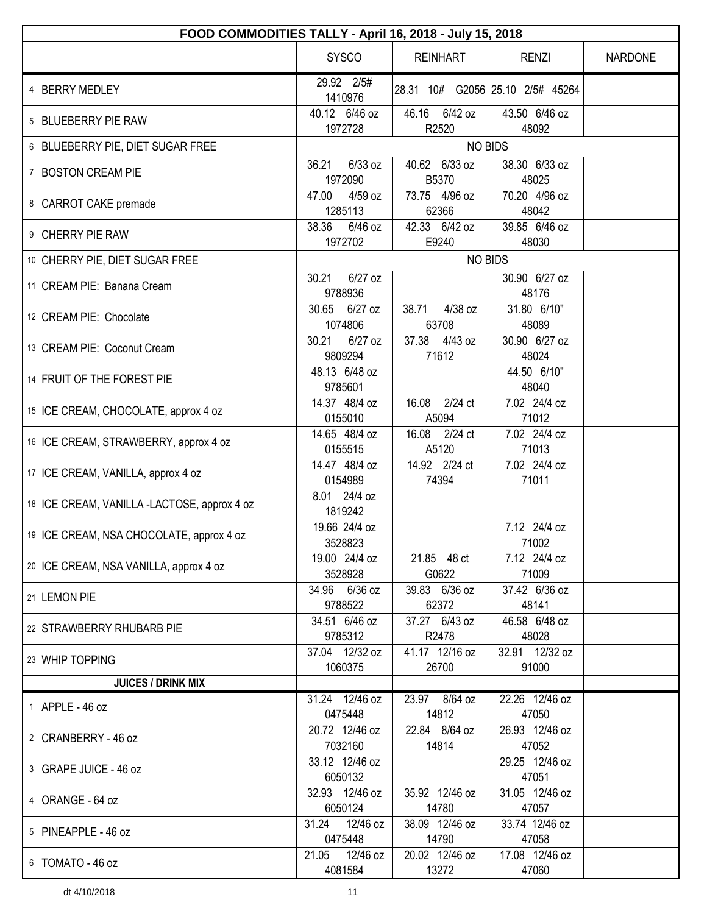| FOOD COMMODITIES TALLY - April 16, 2018 - July 15, 2018 | | | | | |
|---|---|---|---|---|---|
| | | SYSCO | REINHART | RENZI | NARDONE |
| 4 | BERRY MEDLEY | 29.92 2/5# 1410976 | 28.31 10# G2056 | 25.10 2/5# 45264 | |
| 5 | BLUEBERRY PIE RAW | 40.12 6/46 oz 1972728 | 46.16 6/42 oz R2520 | 43.50 6/46 oz 48092 | |
| 6 | BLUEBERRY PIE, DIET SUGAR FREE | NO BIDS | | | |
| 7 | BOSTON CREAM PIE | 36.21 6/33 oz 1972090 | 40.62 6/33 oz B5370 | 38.30 6/33 oz 48025 | |
| 8 | CARROT CAKE premade | 47.00 4/59 oz 1285113 | 73.75 4/96 oz 62366 | 70.20 4/96 oz 48042 | |
| 9 | CHERRY PIE RAW | 38.36 6/46 oz 1972702 | 42.33 6/42 oz E9240 | 39.85 6/46 oz 48030 | |
| 10 | CHERRY PIE, DIET SUGAR FREE | NO BIDS | | | |
| 11 | CREAM PIE: Banana Cream | 30.21 6/27 oz 9788936 | | 30.90 6/27 oz 48176 | |
| 12 | CREAM PIE: Chocolate | 30.65 6/27 oz 1074806 | 38.71 4/38 oz 63708 | 31.80 6/10" 48089 | |
| 13 | CREAM PIE: Coconut Cream | 30.21 6/27 oz 9809294 | 37.38 4/43 oz 71612 | 30.90 6/27 oz 48024 | |
| 14 | FRUIT OF THE FOREST PIE | 48.13 6/48 oz 9785601 | | 44.50 6/10" 48040 | |
| 15 | ICE CREAM, CHOCOLATE, approx 4 oz | 14.37 48/4 oz 0155010 | 16.08 2/24 ct A5094 | 7.02 24/4 oz 71012 | |
| 16 | ICE CREAM, STRAWBERRY, approx 4 oz | 14.65 48/4 oz 0155515 | 16.08 2/24 ct A5120 | 7.02 24/4 oz 71013 | |
| 17 | ICE CREAM, VANILLA, approx 4 oz | 14.47 48/4 oz 0154989 | 14.92 2/24 ct 74394 | 7.02 24/4 oz 71011 | |
| 18 | ICE CREAM, VANILLA -LACTOSE, approx 4 oz | 8.01 24/4 oz 1819242 | | | |
| 19 | ICE CREAM, NSA CHOCOLATE, approx 4 oz | 19.66 24/4 oz 3528823 | | 7.12 24/4 oz 71002 | |
| 20 | ICE CREAM, NSA VANILLA, approx 4 oz | 19.00 24/4 oz 3528928 | 21.85 48 ct G0622 | 7.12 24/4 oz 71009 | |
| 21 | LEMON PIE | 34.96 6/36 oz 9788522 | 39.83 6/36 oz 62372 | 37.42 6/36 oz 48141 | |
| 22 | STRAWBERRY RHUBARB PIE | 34.51 6/46 oz 9785312 | 37.27 6/43 oz R2478 | 46.58 6/48 oz 48028 | |
| 23 | WHIP TOPPING | 37.04 12/32 oz 1060375 | 41.17 12/16 oz 26700 | 32.91 12/32 oz 91000 | |
| | **JUICES / DRINK MIX** | | | | |
| 1 | APPLE - 46 oz | 31.24 12/46 oz 0475448 | 23.97 8/64 oz 14812 | 22.26 12/46 oz 47050 | |
| 2 | CRANBERRY - 46 oz | 20.72 12/46 oz 7032160 | 22.84 8/64 oz 14814 | 26.93 12/46 oz 47052 | |
| 3 | GRAPE JUICE - 46 oz | 33.12 12/46 oz 6050132 | | 29.25 12/46 oz 47051 | |
| 4 | ORANGE - 64 oz | 32.93 12/46 oz 6050124 | 35.92 12/46 oz 14780 | 31.05 12/46 oz 47057 | |
| 5 | PINEAPPLE - 46 oz | 31.24 12/46 oz 0475448 | 38.09 12/46 oz 14790 | 33.74 12/46 oz 47058 | |
| 6 | TOMATO - 46 oz | 21.05 12/46 oz 4081584 | 20.02 12/46 oz 13272 | 17.08 12/46 oz 47060 | |

dt 4/10/2018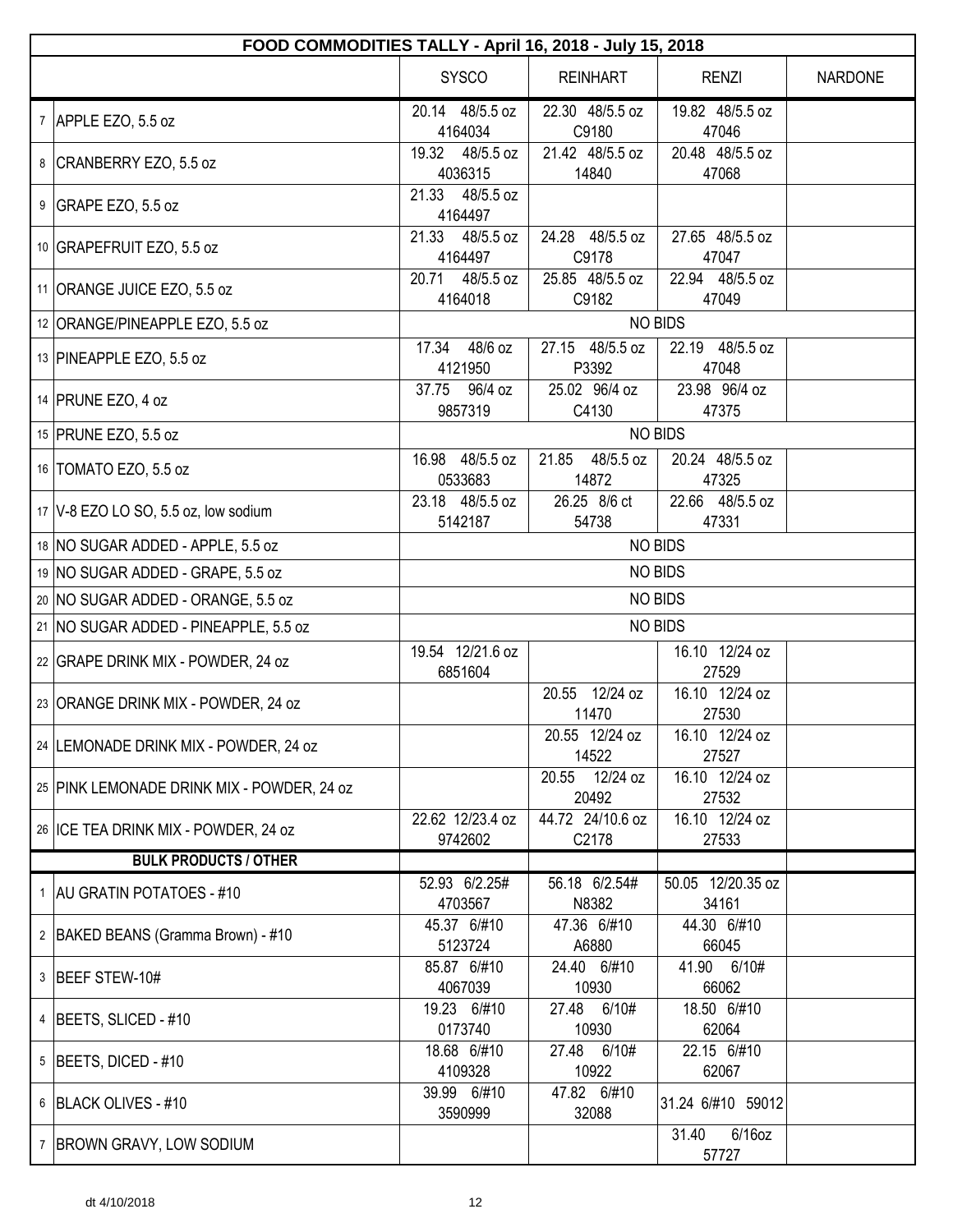| | FOOD COMMODITIES TALLY - April 16, 2018 - July 15, 2018 | SYSCO | REINHART | RENZI | NARDONE |
|---|---|---|---|---|---|
| 7 | APPLE EZO, 5.5 oz | 20.14 48/5.5 oz 4164034 | 22.30 48/5.5 oz C9180 | 19.82 48/5.5 oz 47046 | |
| 8 | CRANBERRY EZO, 5.5 oz | 19.32 48/5.5 oz 4036315 | 21.42 48/5.5 oz 14840 | 20.48 48/5.5 oz 47068 | |
| 9 | GRAPE EZO, 5.5 oz | 21.33 48/5.5 oz 4164497 | | | |
| 10 | GRAPEFRUIT EZO, 5.5 oz | 21.33 48/5.5 oz 4164497 | 24.28 48/5.5 oz C9178 | 27.65 48/5.5 oz 47047 | |
| 11 | ORANGE JUICE EZO, 5.5 oz | 20.71 48/5.5 oz 4164018 | 25.85 48/5.5 oz C9182 | 22.94 48/5.5 oz 47049 | |
| 12 | ORANGE/PINEAPPLE EZO, 5.5 oz | NO BIDS | | | |
| 13 | PINEAPPLE EZO, 5.5 oz | 17.34 48/6 oz 4121950 | 27.15 48/5.5 oz P3392 | 22.19 48/5.5 oz 47048 | |
| 14 | PRUNE EZO, 4 oz | 37.75 96/4 oz 9857319 | 25.02 96/4 oz C4130 | 23.98 96/4 oz 47375 | |
| 15 | PRUNE EZO, 5.5 oz | NO BIDS | | | |
| 16 | TOMATO EZO, 5.5 oz | 16.98 48/5.5 oz 0533683 | 21.85 48/5.5 oz 14872 | 20.24 48/5.5 oz 47325 | |
| 17 | V-8 EZO LO SO, 5.5 oz, low sodium | 23.18 48/5.5 oz 5142187 | 26.25 8/6 ct 54738 | 22.66 48/5.5 oz 47331 | |
| 18 | NO SUGAR ADDED - APPLE, 5.5 oz | NO BIDS | | | |
| 19 | NO SUGAR ADDED - GRAPE, 5.5 oz | NO BIDS | | | |
| 20 | NO SUGAR ADDED - ORANGE, 5.5 oz | NO BIDS | | | |
| 21 | NO SUGAR ADDED - PINEAPPLE, 5.5 oz | NO BIDS | | | |
| 22 | GRAPE DRINK MIX - POWDER, 24 oz | 19.54 12/21.6 oz 6851604 | | 16.10 12/24 oz 27529 | |
| 23 | ORANGE DRINK MIX - POWDER, 24 oz | | 20.55 12/24 oz 11470 | 16.10 12/24 oz 27530 | |
| 24 | LEMONADE DRINK MIX - POWDER, 24 oz | | 20.55 12/24 oz 14522 | 16.10 12/24 oz 27527 | |
| 25 | PINK LEMONADE DRINK MIX - POWDER, 24 oz | | 20.55 12/24 oz 20492 | 16.10 12/24 oz 27532 | |
| 26 | ICE TEA DRINK MIX - POWDER, 24 oz | 22.62 12/23.4 oz 9742602 | 44.72 24/10.6 oz C2178 | 16.10 12/24 oz 27533 | |
| | **BULK PRODUCTS / OTHER** | | | | |
| 1 | AU GRATIN POTATOES - #10 | 52.93 6/2.25# 4703567 | 56.18 6/2.54# N8382 | 50.05 12/20.35 oz 34161 | |
| 2 | BAKED BEANS (Gramma Brown) - #10 | 45.37 6/#10 5123724 | 47.36 6/#10 A6880 | 44.30 6/#10 66045 | |
| 3 | BEEF STEW-10# | 85.87 6/#10 4067039 | 24.40 6/#10 10930 | 41.90 6/10# 66062 | |
| 4 | BEETS, SLICED - #10 | 19.23 6/#10 0173740 | 27.48 6/10# 10930 | 18.50 6/#10 62064 | |
| 5 | BEETS, DICED - #10 | 18.68 6/#10 4109328 | 27.48 6/10# 10922 | 22.15 6/#10 62067 | |
| 6 | BLACK OLIVES - #10 | 39.99 6/#10 3590999 | 47.82 6/#10 32088 | 31.24 6/#10 59012 | |
| 7 | BROWN GRAVY, LOW SODIUM | | | 31.40 6/16oz 57727 | |

dt 4/10/2018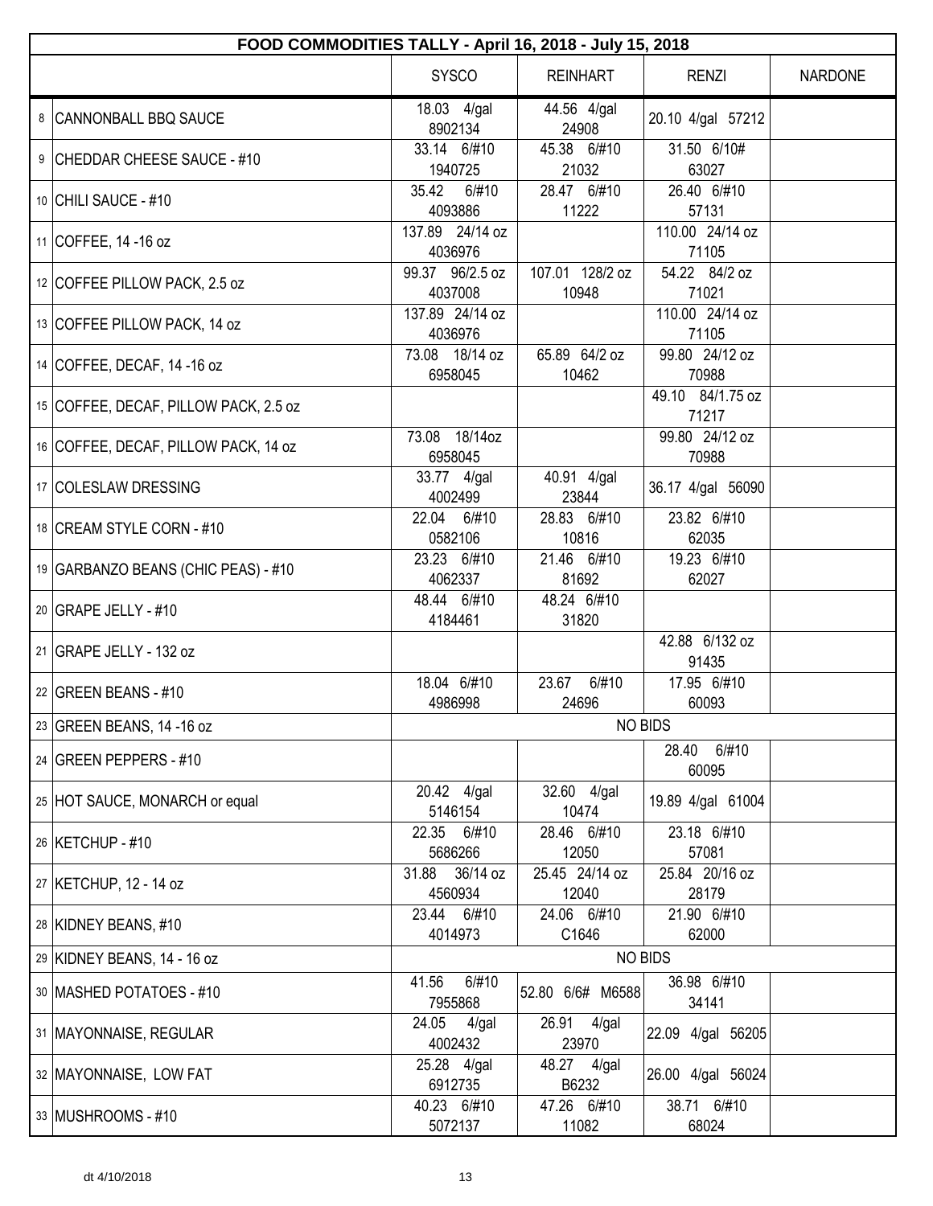# FOOD COMMODITIES TALLY - April 16, 2018 - July 15, 2018

| # | | SYSCO | REINHART | RENZI | NARDONE |
|---|---|---|---|---|---|
| 8 | CANNONBALL BBQ SAUCE | 18.03 4/gal 8902134 | 44.56 4/gal 24908 | 20.10 4/gal 57212 | |
| 9 | CHEDDAR CHEESE SAUCE - #10 | 33.14 6/#10 1940725 | 45.38 6/#10 21032 | 31.50 6/10# 63027 | |
| 10 | CHILI SAUCE - #10 | 35.42 6/#10 4093886 | 28.47 6/#10 11222 | 26.40 6/#10 57131 | |
| 11 | COFFEE, 14 -16 oz | 137.89 24/14 oz 4036976 | | 110.00 24/14 oz 71105 | |
| 12 | COFFEE PILLOW PACK, 2.5 oz | 99.37 96/2.5 oz 4037008 | 107.01 128/2 oz 10948 | 54.22 84/2 oz 71021 | |
| 13 | COFFEE PILLOW PACK, 14 oz | 137.89 24/14 oz 4036976 | | 110.00 24/14 oz 71105 | |
| 14 | COFFEE, DECAF, 14 -16 oz | 73.08 18/14 oz 6958045 | 65.89 64/2 oz 10462 | 99.80 24/12 oz 70988 | |
| 15 | COFFEE, DECAF, PILLOW PACK, 2.5 oz | | | 49.10 84/1.75 oz 71217 | |
| 16 | COFFEE, DECAF, PILLOW PACK, 14 oz | 73.08 18/14oz 6958045 | | 99.80 24/12 oz 70988 | |
| 17 | COLESLAW DRESSING | 33.77 4/gal 4002499 | 40.91 4/gal 23844 | 36.17 4/gal 56090 | |
| 18 | CREAM STYLE CORN - #10 | 22.04 6/#10 0582106 | 28.83 6/#10 10816 | 23.82 6/#10 62035 | |
| 19 | GARBANZO BEANS (CHIC PEAS) - #10 | 23.23 6/#10 4062337 | 21.46 6/#10 81692 | 19.23 6/#10 62027 | |
| 20 | GRAPE JELLY - #10 | 48.44 6/#10 4184461 | 48.24 6/#10 31820 | | |
| 21 | GRAPE JELLY - 132 oz | | | 42.88 6/132 oz 91435 | |
| 22 | GREEN BEANS - #10 | 18.04 6/#10 4986998 | 23.67 6/#10 24696 | 17.95 6/#10 60093 | |
| 23 | GREEN BEANS, 14 -16 oz | NO BIDS | | | |
| 24 | GREEN PEPPERS - #10 | | | 28.40 6/#10 60095 | |
| 25 | HOT SAUCE, MONARCH or equal | 20.42 4/gal 5146154 | 32.60 4/gal 10474 | 19.89 4/gal 61004 | |
| 26 | KETCHUP - #10 | 22.35 6/#10 5686266 | 28.46 6/#10 12050 | 23.18 6/#10 57081 | |
| 27 | KETCHUP, 12 - 14 oz | 31.88 36/14 oz 4560934 | 25.45 24/14 oz 12040 | 25.84 20/16 oz 28179 | |
| 28 | KIDNEY BEANS, #10 | 23.44 6/#10 4014973 | 24.06 6/#10 C1646 | 21.90 6/#10 62000 | |
| 29 | KIDNEY BEANS, 14 - 16 oz | NO BIDS | | | |
| 30 | MASHED POTATOES - #10 | 41.56 6/#10 7955868 | 52.80 6/6# M6588 | 36.98 6/#10 34141 | |
| 31 | MAYONNAISE, REGULAR | 24.05 4/gal 4002432 | 26.91 4/gal 23970 | 22.09 4/gal 56205 | |
| 32 | MAYONNAISE, LOW FAT | 25.28 4/gal 6912735 | 48.27 4/gal B6232 | 26.00 4/gal 56024 | |
| 33 | MUSHROOMS - #10 | 40.23 6/#10 5072137 | 47.26 6/#10 11082 | 38.71 6/#10 68024 | |

dt 4/10/2018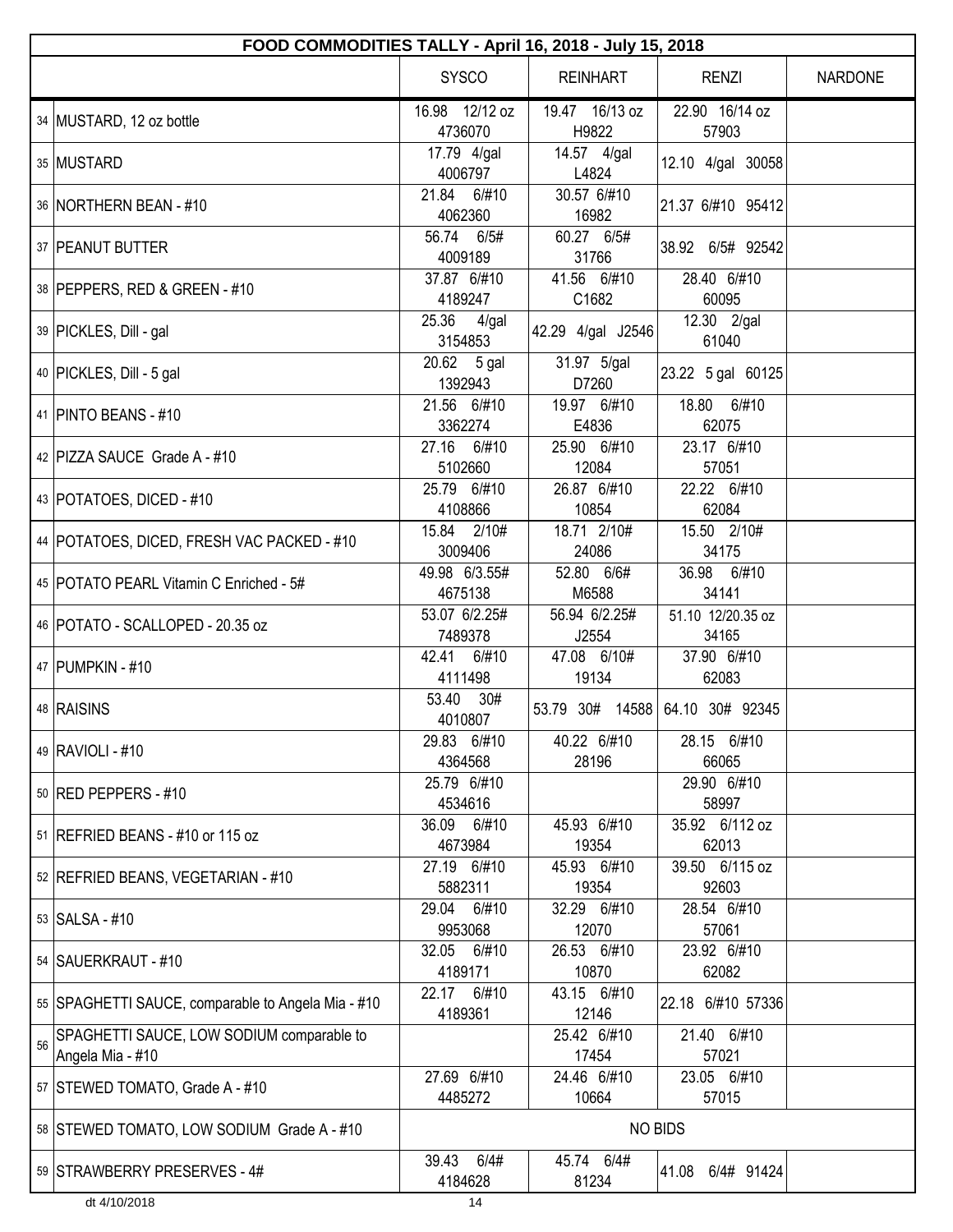| FOOD COMMODITIES TALLY - April 16, 2018 - July 15, 2018 | | | | | |
|---|---|---|---|---|---|
| | | SYSCO | REINHART | RENZI | NARDONE |
| 34 | MUSTARD, 12 oz bottle | 16.98 12/12 oz 4736070 | 19.47 16/13 oz H9822 | 22.90 16/14 oz 57903 | |
| 35 | MUSTARD | 17.79 4/gal 4006797 | 14.57 4/gal L4824 | 12.10 4/gal 30058 | |
| 36 | NORTHERN BEAN - #10 | 21.84 6/#10 4062360 | 30.57 6/#10 16982 | 21.37 6/#10 95412 | |
| 37 | PEANUT BUTTER | 56.74 6/5# 4009189 | 60.27 6/5# 31766 | 38.92 6/5# 92542 | |
| 38 | PEPPERS, RED & GREEN - #10 | 37.87 6/#10 4189247 | 41.56 6/#10 C1682 | 28.40 6/#10 60095 | |
| 39 | PICKLES, Dill - gal | 25.36 4/gal 3154853 | 42.29 4/gal J2546 | 12.30 2/gal 61040 | |
| 40 | PICKLES, Dill - 5 gal | 20.62 5 gal 1392943 | 31.97 5/gal D7260 | 23.22 5 gal 60125 | |
| 41 | PINTO BEANS - #10 | 21.56 6/#10 3362274 | 19.97 6/#10 E4836 | 18.80 6/#10 62075 | |
| 42 | PIZZA SAUCE Grade A - #10 | 27.16 6/#10 5102660 | 25.90 6/#10 12084 | 23.17 6/#10 57051 | |
| 43 | POTATOES, DICED - #10 | 25.79 6/#10 4108866 | 26.87 6/#10 10854 | 22.22 6/#10 62084 | |
| 44 | POTATOES, DICED, FRESH VAC PACKED - #10 | 15.84 2/10# 3009406 | 18.71 2/10# 24086 | 15.50 2/10# 34175 | |
| 45 | POTATO PEARL Vitamin C Enriched - 5# | 49.98 6/3.55# 4675138 | 52.80 6/6# M6588 | 36.98 6/#10 34141 | |
| 46 | POTATO - SCALLOPED - 20.35 oz | 53.07 6/2.25# 7489378 | 56.94 6/2.25# J2554 | 51.10 12/20.35 oz 34165 | |
| 47 | PUMPKIN - #10 | 42.41 6/#10 4111498 | 47.08 6/10# 19134 | 37.90 6/#10 62083 | |
| 48 | RAISINS | 53.40 30# 4010807 | 53.79 30# 14588 | 64.10 30# 92345 | |
| 49 | RAVIOLI - #10 | 29.83 6/#10 4364568 | 40.22 6/#10 28196 | 28.15 6/#10 66065 | |
| 50 | RED PEPPERS - #10 | 25.79 6/#10 4534616 | | 29.90 6/#10 58997 | |
| 51 | REFRIED BEANS - #10 or 115 oz | 36.09 6/#10 4673984 | 45.93 6/#10 19354 | 35.92 6/112 oz 62013 | |
| 52 | REFRIED BEANS, VEGETARIAN - #10 | 27.19 6/#10 5882311 | 45.93 6/#10 19354 | 39.50 6/115 oz 92603 | |
| 53 | SALSA - #10 | 29.04 6/#10 9953068 | 32.29 6/#10 12070 | 28.54 6/#10 57061 | |
| 54 | SAUERKRAUT - #10 | 32.05 6/#10 4189171 | 26.53 6/#10 10870 | 23.92 6/#10 62082 | |
| 55 | SPAGHETTI SAUCE, comparable to Angela Mia - #10 | 22.17 6/#10 4189361 | 43.15 6/#10 12146 | 22.18 6/#10 57336 | |
| 56 | SPAGHETTI SAUCE, LOW SODIUM comparable to Angela Mia - #10 | | 25.42 6/#10 17454 | 21.40 6/#10 57021 | |
| 57 | STEWED TOMATO, Grade A - #10 | 27.69 6/#10 4485272 | 24.46 6/#10 10664 | 23.05 6/#10 57015 | |
| 58 | STEWED TOMATO, LOW SODIUM Grade A - #10 | NO BIDS | | | |
| 59 | STRAWBERRY PRESERVES - 4# | 39.43 6/4# 4184628 | 45.74 6/4# 81234 | 41.08 6/4# 91424 | |

dt 4/10/2018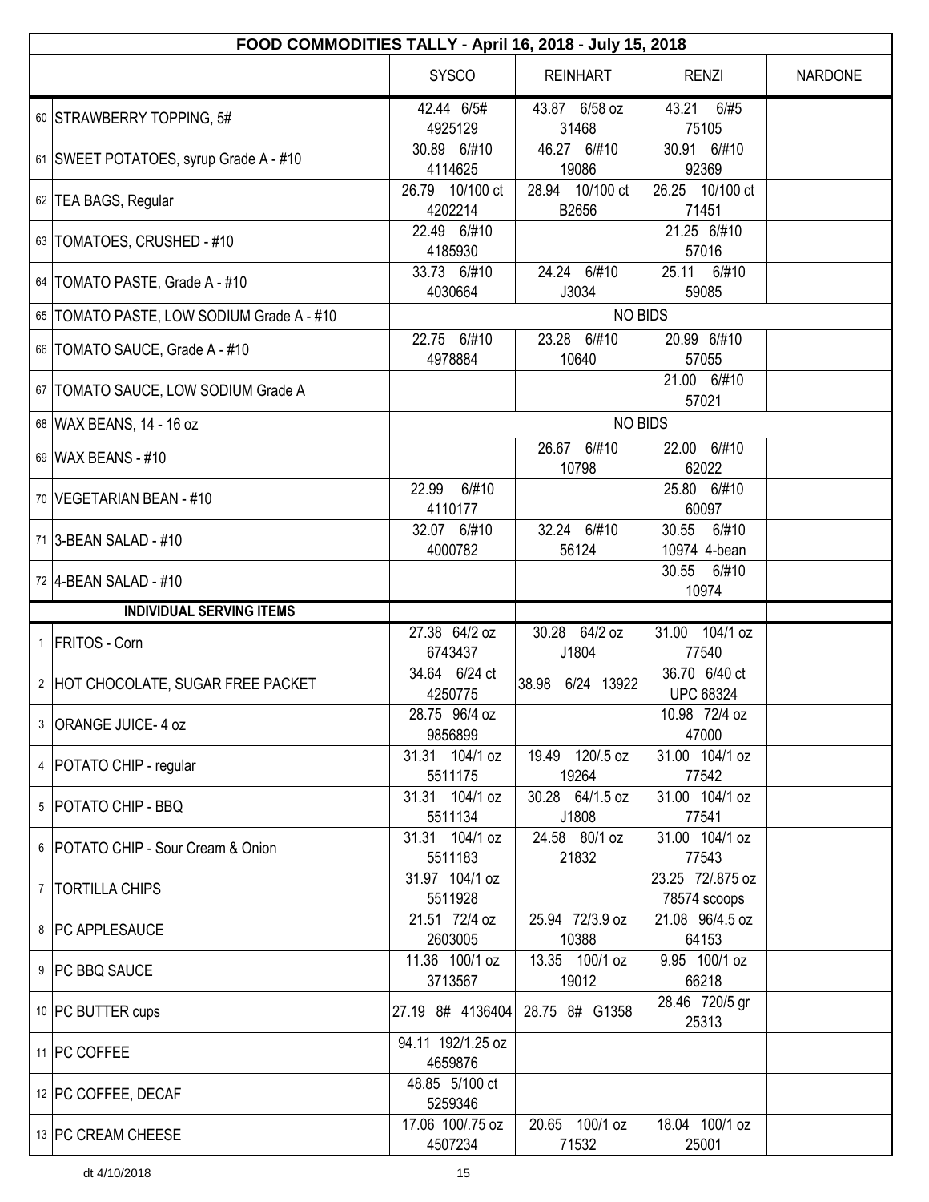| FOOD COMMODITIES TALLY - April 16, 2018 - July 15, 2018 | | | | | |
|---|---|---|---|---|---|
| | SYSCO | REINHART | RENZI | NARDONE |
| 60 STRAWBERRY TOPPING, 5# | 42.44 6/5# 4925129 | 43.87 6/58 oz 31468 | 43.21 6/#5 75105 | |
| 61 SWEET POTATOES, syrup Grade A - #10 | 30.89 6/#10 4114625 | 46.27 6/#10 19086 | 30.91 6/#10 92369 | |
| 62 TEA BAGS, Regular | 26.79 10/100 ct 4202214 | 28.94 10/100 ct B2656 | 26.25 10/100 ct 71451 | |
| 63 TOMATOES, CRUSHED - #10 | 22.49 6/#10 4185930 | | 21.25 6/#10 57016 | |
| 64 TOMATO PASTE, Grade A - #10 | 33.73 6/#10 4030664 | 24.24 6/#10 J3034 | 25.11 6/#10 59085 | |
| 65 TOMATO PASTE, LOW SODIUM Grade A - #10 | NO BIDS | | | |
| 66 TOMATO SAUCE, Grade A - #10 | 22.75 6/#10 4978884 | 23.28 6/#10 10640 | 20.99 6/#10 57055 | |
| 67 TOMATO SAUCE, LOW SODIUM Grade A | | | 21.00 6/#10 57021 | |
| 68 WAX BEANS, 14 - 16 oz | NO BIDS | | | |
| 69 WAX BEANS - #10 | | 26.67 6/#10 10798 | 22.00 6/#10 62022 | |
| 70 VEGETARIAN BEAN - #10 | 22.99 6/#10 4110177 | | 25.80 6/#10 60097 | |
| 71 3-BEAN SALAD - #10 | 32.07 6/#10 4000782 | 32.24 6/#10 56124 | 30.55 6/#10 10974 4-bean | |
| 72 4-BEAN SALAD - #10 | | | 30.55 6/#10 10974 | |
| **INDIVIDUAL SERVING ITEMS** | | | | |
| 1 FRITOS - Corn | 27.38 64/2 oz 6743437 | 30.28 64/2 oz J1804 | 31.00 104/1 oz 77540 | |
| 2 HOT CHOCOLATE, SUGAR FREE PACKET | 34.64 6/24 ct 4250775 | 38.98 6/24 13922 | 36.70 6/40 ct UPC 68324 | |
| 3 ORANGE JUICE- 4 oz | 28.75 96/4 oz 9856899 | | 10.98 72/4 oz 47000 | |
| 4 POTATO CHIP - regular | 31.31 104/1 oz 5511175 | 19.49 120/.5 oz 19264 | 31.00 104/1 oz 77542 | |
| 5 POTATO CHIP - BBQ | 31.31 104/1 oz 5511134 | 30.28 64/1.5 oz J1808 | 31.00 104/1 oz 77541 | |
| 6 POTATO CHIP - Sour Cream & Onion | 31.31 104/1 oz 5511183 | 24.58 80/1 oz 21832 | 31.00 104/1 oz 77543 | |
| 7 TORTILLA CHIPS | 31.97 104/1 oz 5511928 | | 23.25 72/.875 oz 78574 scoops | |
| 8 PC APPLESAUCE | 21.51 72/4 oz 2603005 | 25.94 72/3.9 oz 10388 | 21.08 96/4.5 oz 64153 | |
| 9 PC BBQ SAUCE | 11.36 100/1 oz 3713567 | 13.35 100/1 oz 19012 | 9.95 100/1 oz 66218 | |
| 10 PC BUTTER cups | 27.19 8# 4136404 | 28.75 8# G1358 | 28.46 720/5 gr 25313 | |
| 11 PC COFFEE | 94.11 192/1.25 oz 4659876 | | | |
| 12 PC COFFEE, DECAF | 48.85 5/100 ct 5259346 | | | |
| 13 PC CREAM CHEESE | 17.06 100/.75 oz 4507234 | 20.65 100/1 oz 71532 | 18.04 100/1 oz 25001 | |

dt 4/10/2018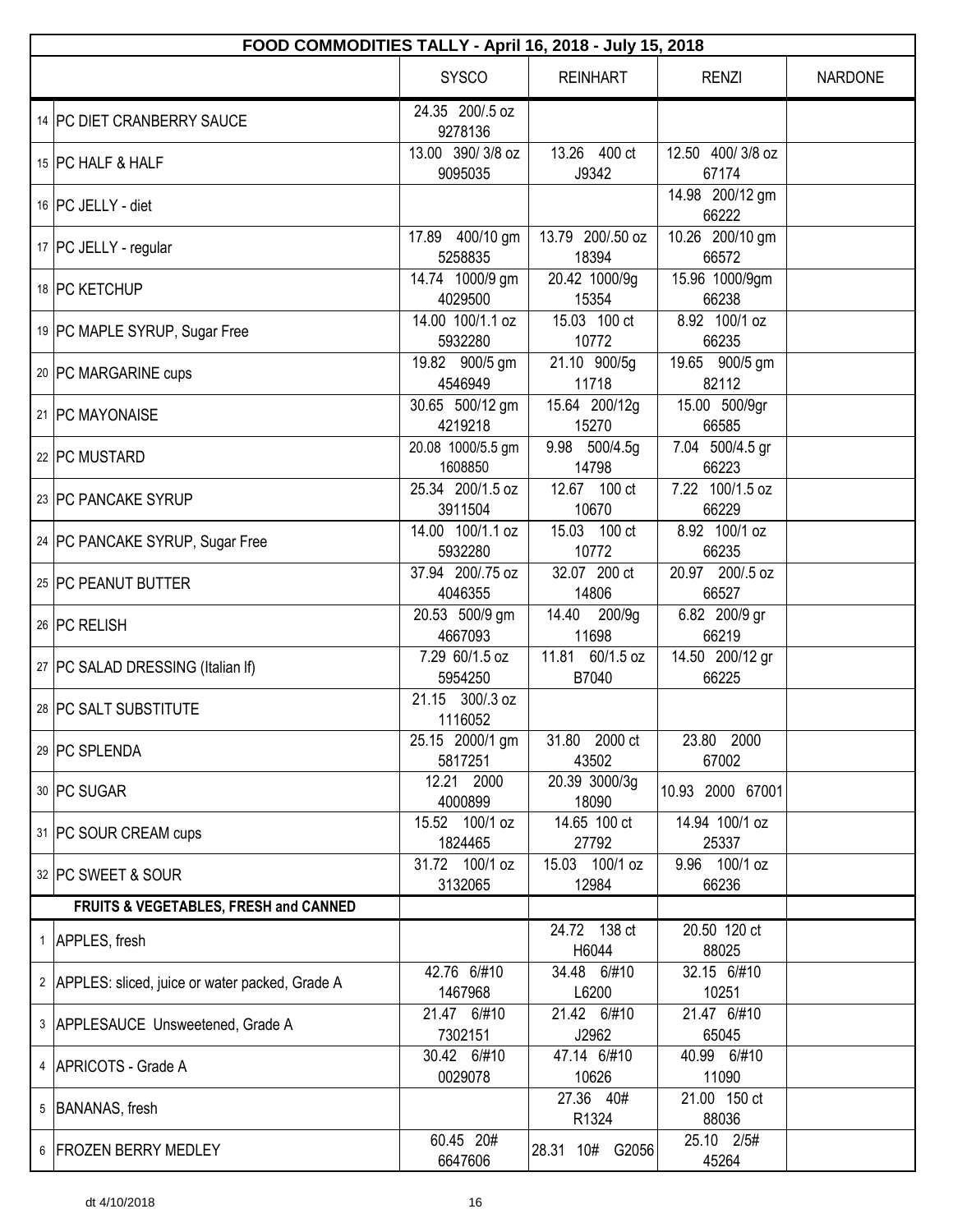| FOOD COMMODITIES TALLY - April 16, 2018 - July 15, 2018 | | | | | |
|---|---|---|---|---|---|
| | | SYSCO | REINHART | RENZI | NARDONE |
| 14 | PC DIET CRANBERRY SAUCE | 24.35 200/.5 oz 9278136 | | | |
| 15 | PC HALF & HALF | 13.00 390/ 3/8 oz 9095035 | 13.26 400 ct J9342 | 12.50 400/ 3/8 oz 67174 | |
| 16 | PC JELLY - diet | | | 14.98 200/12 gm 66222 | |
| 17 | PC JELLY - regular | 17.89 400/10 gm 5258835 | 13.79 200/.50 oz 18394 | 10.26 200/10 gm 66572 | |
| 18 | PC KETCHUP | 14.74 1000/9 gm 4029500 | 20.42 1000/9g 15354 | 15.96 1000/9gm 66238 | |
| 19 | PC MAPLE SYRUP, Sugar Free | 14.00 100/1.1 oz 5932280 | 15.03 100 ct 10772 | 8.92 100/1 oz 66235 | |
| 20 | PC MARGARINE cups | 19.82 900/5 gm 4546949 | 21.10 900/5g 11718 | 19.65 900/5 gm 82112 | |
| 21 | PC MAYONAISE | 30.65 500/12 gm 4219218 | 15.64 200/12g 15270 | 15.00 500/9gr 66585 | |
| 22 | PC MUSTARD | 20.08 1000/5.5 gm 1608850 | 9.98 500/4.5g 14798 | 7.04 500/4.5 gr 66223 | |
| 23 | PC PANCAKE SYRUP | 25.34 200/1.5 oz 3911504 | 12.67 100 ct 10670 | 7.22 100/1.5 oz 66229 | |
| 24 | PC PANCAKE SYRUP, Sugar Free | 14.00 100/1.1 oz 5932280 | 15.03 100 ct 10772 | 8.92 100/1 oz 66235 | |
| 25 | PC PEANUT BUTTER | 37.94 200/.75 oz 4046355 | 32.07 200 ct 14806 | 20.97 200/.5 oz 66527 | |
| 26 | PC RELISH | 20.53 500/9 gm 4667093 | 14.40 200/9g 11698 | 6.82 200/9 gr 66219 | |
| 27 | PC SALAD DRESSING (Italian lf) | 7.29 60/1.5 oz 5954250 | 11.81 60/1.5 oz B7040 | 14.50 200/12 gr 66225 | |
| 28 | PC SALT SUBSTITUTE | 21.15 300/.3 oz 1116052 | | | |
| 29 | PC SPLENDA | 25.15 2000/1 gm 5817251 | 31.80 2000 ct 43502 | 23.80 2000 67002 | |
| 30 | PC SUGAR | 12.21 2000 4000899 | 20.39 3000/3g 18090 | 10.93 2000 67001 | |
| 31 | PC SOUR CREAM cups | 15.52 100/1 oz 1824465 | 14.65 100 ct 27792 | 14.94 100/1 oz 25337 | |
| 32 | PC SWEET & SOUR | 31.72 100/1 oz 3132065 | 15.03 100/1 oz 12984 | 9.96 100/1 oz 66236 | |
| | **FRUITS & VEGETABLES, FRESH and CANNED** | | | | |
| 1 | APPLES, fresh | | 24.72 138 ct H6044 | 20.50 120 ct 88025 | |
| 2 | APPLES: sliced, juice or water packed, Grade A | 42.76 6/#10 1467968 | 34.48 6/#10 L6200 | 32.15 6/#10 10251 | |
| 3 | APPLESAUCE Unsweetened, Grade A | 21.47 6/#10 7302151 | 21.42 6/#10 J2962 | 21.47 6/#10 65045 | |
| 4 | APRICOTS - Grade A | 30.42 6/#10 0029078 | 47.14 6/#10 10626 | 40.99 6/#10 11090 | |
| 5 | BANANAS, fresh | | 27.36 40# R1324 | 21.00 150 ct 88036 | |
| 6 | FROZEN BERRY MEDLEY | 60.45 20# 6647606 | 28.31 10# G2056 | 25.10 2/5# 45264 | |

dt 4/10/2018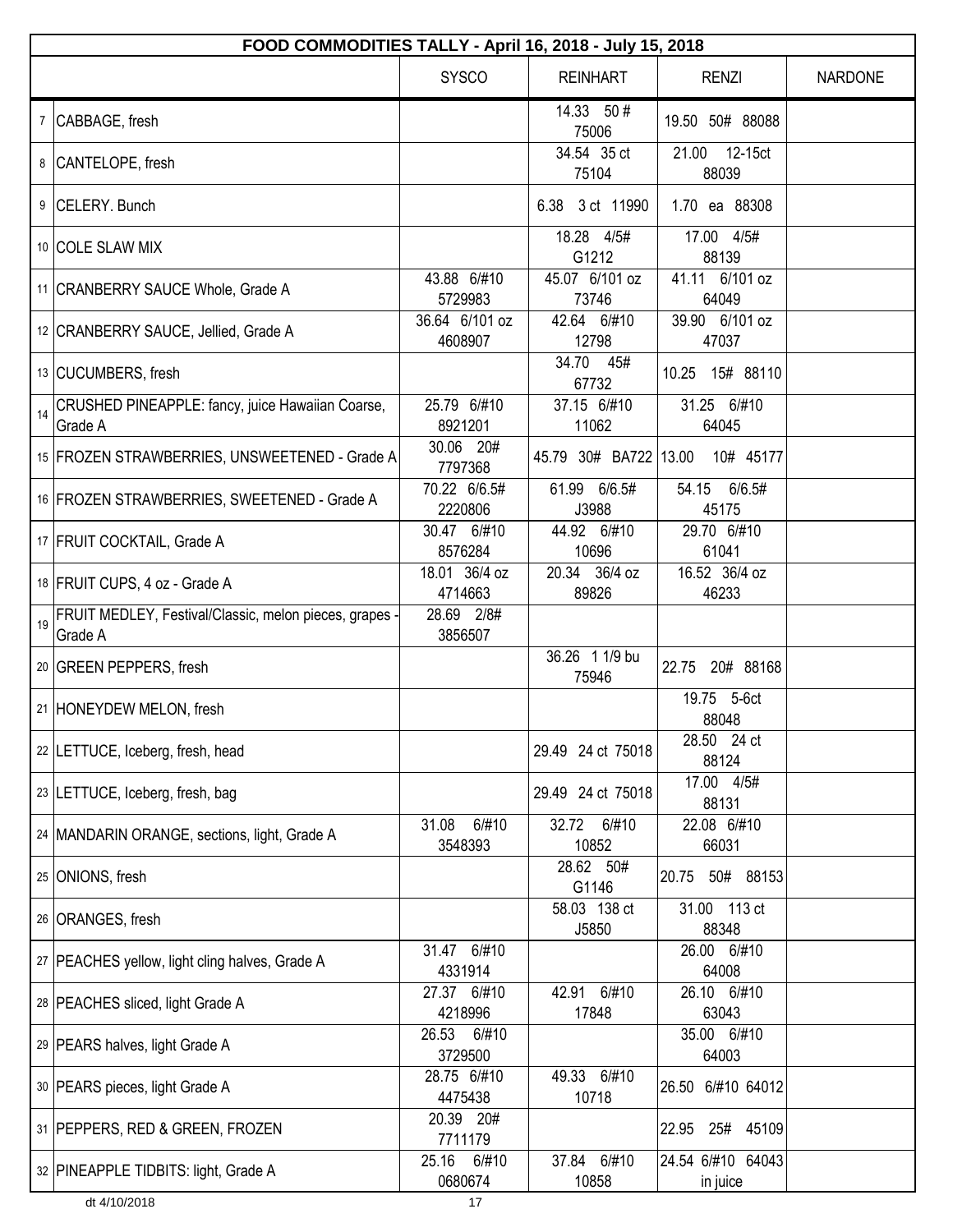| | FOOD COMMODITIES TALLY - April 16, 2018 - July 15, 2018 | | | | |
|---|---|---|---|---|---|
| | | SYSCO | REINHART | RENZI | NARDONE |
| 7 | CABBAGE, fresh | | 14.33 50 # 75006 | 19.50 50# 88088 | |
| 8 | CANTELOPE, fresh | | 34.54 35 ct 75104 | 21.00 12-15ct 88039 | |
| 9 | CELERY. Bunch | | 6.38 3 ct 11990 | 1.70 ea 88308 | |
| 10 | COLE SLAW MIX | | 18.28 4/5# G1212 | 17.00 4/5# 88139 | |
| 11 | CRANBERRY SAUCE Whole, Grade A | 43.88 6/#10 5729983 | 45.07 6/101 oz 73746 | 41.11 6/101 oz 64049 | |
| 12 | CRANBERRY SAUCE, Jellied, Grade A | 36.64 6/101 oz 4608907 | 42.64 6/#10 12798 | 39.90 6/101 oz 47037 | |
| 13 | CUCUMBERS, fresh | | 34.70 45# 67732 | 10.25 15# 88110 | |
| 14 | CRUSHED PINEAPPLE: fancy, juice Hawaiian Coarse, Grade A | 25.79 6/#10 8921201 | 37.15 6/#10 11062 | 31.25 6/#10 64045 | |
| 15 | FROZEN STRAWBERRIES, UNSWEETENED - Grade A | 30.06 20# 7797368 | 45.79 30# BA722 | 13.00 10# 45177 | |
| 16 | FROZEN STRAWBERRIES, SWEETENED - Grade A | 70.22 6/6.5# 2220806 | 61.99 6/6.5# J3988 | 54.15 6/6.5# 45175 | |
| 17 | FRUIT COCKTAIL, Grade A | 30.47 6/#10 8576284 | 44.92 6/#10 10696 | 29.70 6/#10 61041 | |
| 18 | FRUIT CUPS, 4 oz - Grade A | 18.01 36/4 oz 4714663 | 20.34 36/4 oz 89826 | 16.52 36/4 oz 46233 | |
| 19 | FRUIT MEDLEY, Festival/Classic, melon pieces, grapes - Grade A | 28.69 2/8# 3856507 | | | |
| 20 | GREEN PEPPERS, fresh | | 36.26 1 1/9 bu 75946 | 22.75 20# 88168 | |
| 21 | HONEYDEW MELON, fresh | | | 19.75 5-6ct 88048 | |
| 22 | LETTUCE, Iceberg, fresh, head | | 29.49 24 ct 75018 | 28.50 24 ct 88124 | |
| 23 | LETTUCE, Iceberg, fresh, bag | | 29.49 24 ct 75018 | 17.00 4/5# 88131 | |
| 24 | MANDARIN ORANGE, sections, light, Grade A | 31.08 6/#10 3548393 | 32.72 6/#10 10852 | 22.08 6/#10 66031 | |
| 25 | ONIONS, fresh | | 28.62 50# G1146 | 20.75 50# 88153 | |
| 26 | ORANGES, fresh | | 58.03 138 ct J5850 | 31.00 113 ct 88348 | |
| 27 | PEACHES yellow, light cling halves, Grade A | 31.47 6/#10 4331914 | | 26.00 6/#10 64008 | |
| 28 | PEACHES sliced, light Grade A | 27.37 6/#10 4218996 | 42.91 6/#10 17848 | 26.10 6/#10 63043 | |
| 29 | PEARS halves, light Grade A | 26.53 6/#10 3729500 | | 35.00 6/#10 64003 | |
| 30 | PEARS pieces, light Grade A | 28.75 6/#10 4475438 | 49.33 6/#10 10718 | 26.50 6/#10 64012 | |
| 31 | PEPPERS, RED & GREEN, FROZEN | 20.39 20# 7711179 | | 22.95 25# 45109 | |
| 32 | PINEAPPLE TIDBITS: light, Grade A | 25.16 6/#10 0680674 | 37.84 6/#10 10858 | 24.54 6/#10 64043 in juice | |

dt 4/10/2018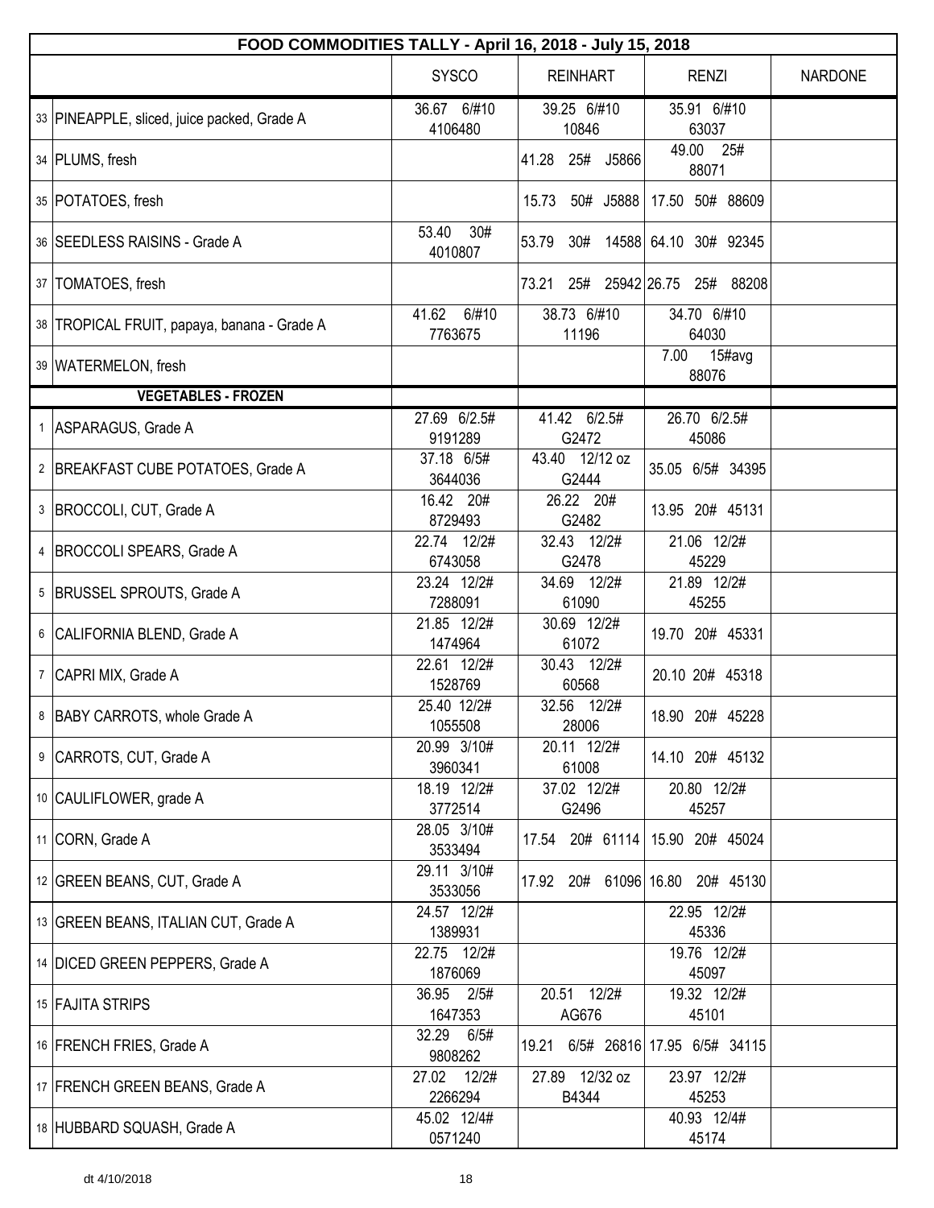| FOOD COMMODITIES TALLY - April 16, 2018 - July 15, 2018 | | | | | |
|---|---|---|---|---|---|
| | | SYSCO | REINHART | RENZI | NARDONE |
| 33 | PINEAPPLE, sliced, juice packed, Grade A | 36.67 6/#10 4106480 | 39.25 6/#10 10846 | 35.91 6/#10 63037 | |
| 34 | PLUMS, fresh | | 41.28 25# J5866 | 49.00 25# 88071 | |
| 35 | POTATOES, fresh | | 15.73 50# J5888 | 17.50 50# 88609 | |
| 36 | SEEDLESS RAISINS - Grade A | 53.40 30# 4010807 | 53.79 30# 14588 | 64.10 30# 92345 | |
| 37 | TOMATOES, fresh | | 73.21 25# 25942 | 26.75 25# 88208 | |
| 38 | TROPICAL FRUIT, papaya, banana - Grade A | 41.62 6/#10 7763675 | 38.73 6/#10 11196 | 34.70 6/#10 64030 | |
| 39 | WATERMELON, fresh | | | 7.00 15#avg 88076 | |
| | **VEGETABLES - FROZEN** | | | | |
| 1 | ASPARAGUS, Grade A | 27.69 6/2.5# 9191289 | 41.42 6/2.5# G2472 | 26.70 6/2.5# 45086 | |
| 2 | BREAKFAST CUBE POTATOES, Grade A | 37.18 6/5# 3644036 | 43.40 12/12 oz G2444 | 35.05 6/5# 34395 | |
| 3 | BROCCOLI, CUT, Grade A | 16.42 20# 8729493 | 26.22 20# G2482 | 13.95 20# 45131 | |
| 4 | BROCCOLI SPEARS, Grade A | 22.74 12/2# 6743058 | 32.43 12/2# G2478 | 21.06 12/2# 45229 | |
| 5 | BRUSSEL SPROUTS, Grade A | 23.24 12/2# 7288091 | 34.69 12/2# 61090 | 21.89 12/2# 45255 | |
| 6 | CALIFORNIA BLEND, Grade A | 21.85 12/2# 1474964 | 30.69 12/2# 61072 | 19.70 20# 45331 | |
| 7 | CAPRI MIX, Grade A | 22.61 12/2# 1528769 | 30.43 12/2# 60568 | 20.10 20# 45318 | |
| 8 | BABY CARROTS, whole Grade A | 25.40 12/2# 1055508 | 32.56 12/2# 28006 | 18.90 20# 45228 | |
| 9 | CARROTS, CUT, Grade A | 20.99 3/10# 3960341 | 20.11 12/2# 61008 | 14.10 20# 45132 | |
| 10 | CAULIFLOWER, grade A | 18.19 12/2# 3772514 | 37.02 12/2# G2496 | 20.80 12/2# 45257 | |
| 11 | CORN, Grade A | 28.05 3/10# 3533494 | 17.54 20# 61114 | 15.90 20# 45024 | |
| 12 | GREEN BEANS, CUT, Grade A | 29.11 3/10# 3533056 | 17.92 20# 61096 | 16.80 20# 45130 | |
| 13 | GREEN BEANS, ITALIAN CUT, Grade A | 24.57 12/2# 1389931 | | 22.95 12/2# 45336 | |
| 14 | DICED GREEN PEPPERS, Grade A | 22.75 12/2# 1876069 | | 19.76 12/2# 45097 | |
| 15 | FAJITA STRIPS | 36.95 2/5# 1647353 | 20.51 12/2# AG676 | 19.32 12/2# 45101 | |
| 16 | FRENCH FRIES, Grade A | 32.29 6/5# 9808262 | 19.21 6/5# 26816 | 17.95 6/5# 34115 | |
| 17 | FRENCH GREEN BEANS, Grade A | 27.02 12/2# 2266294 | 27.89 12/32 oz B4344 | 23.97 12/2# 45253 | |
| 18 | HUBBARD SQUASH, Grade A | 45.02 12/4# 0571240 | | 40.93 12/4# 45174 | |

dt 4/10/2018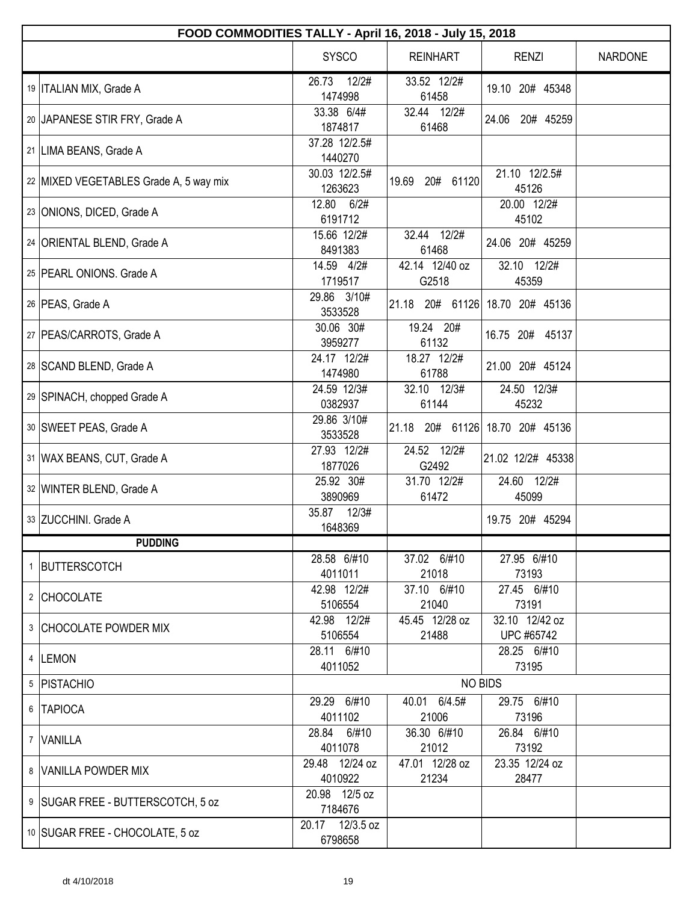| FOOD COMMODITIES TALLY - April 16, 2018 - July 15, 2018 | | | | | |
|---|---|---|---|---|---|
| | | SYSCO | REINHART | RENZI | NARDONE |
| 19 | ITALIAN MIX, Grade A | 26.73 12/2# 1474998 | 33.52 12/2# 61458 | 19.10 20# 45348 | |
| 20 | JAPANESE STIR FRY, Grade A | 33.38 6/4# 1874817 | 32.44 12/2# 61468 | 24.06 20# 45259 | |
| 21 | LIMA BEANS, Grade A | 37.28 12/2.5# 1440270 | | | |
| 22 | MIXED VEGETABLES Grade A, 5 way mix | 30.03 12/2.5# 1263623 | 19.69 20# 61120 | 21.10 12/2.5# 45126 | |
| 23 | ONIONS, DICED, Grade A | 12.80 6/2# 6191712 | | 20.00 12/2# 45102 | |
| 24 | ORIENTAL BLEND, Grade A | 15.66 12/2# 8491383 | 32.44 12/2# 61468 | 24.06 20# 45259 | |
| 25 | PEARL ONIONS. Grade A | 14.59 4/2# 1719517 | 42.14 12/40 oz G2518 | 32.10 12/2# 45359 | |
| 26 | PEAS, Grade A | 29.86 3/10# 3533528 | 21.18 20# 61126 | 18.70 20# 45136 | |
| 27 | PEAS/CARROTS, Grade A | 30.06 30# 3959277 | 19.24 20# 61132 | 16.75 20# 45137 | |
| 28 | SCAND BLEND, Grade A | 24.17 12/2# 1474980 | 18.27 12/2# 61788 | 21.00 20# 45124 | |
| 29 | SPINACH, chopped Grade A | 24.59 12/3# 0382937 | 32.10 12/3# 61144 | 24.50 12/3# 45232 | |
| 30 | SWEET PEAS, Grade A | 29.86 3/10# 3533528 | 21.18 20# 61126 | 18.70 20# 45136 | |
| 31 | WAX BEANS, CUT, Grade A | 27.93 12/2# 1877026 | 24.52 12/2# G2492 | 21.02 12/2# 45338 | |
| 32 | WINTER BLEND, Grade A | 25.92 30# 3890969 | 31.70 12/2# 61472 | 24.60 12/2# 45099 | |
| 33 | ZUCCHINI. Grade A | 35.87 12/3# 1648369 | | 19.75 20# 45294 | |
| | **PUDDING** | | | | |
| 1 | BUTTERSCOTCH | 28.58 6/#10 4011011 | 37.02 6/#10 21018 | 27.95 6/#10 73193 | |
| 2 | CHOCOLATE | 42.98 12/2# 5106554 | 37.10 6/#10 21040 | 27.45 6/#10 73191 | |
| 3 | CHOCOLATE POWDER MIX | 42.98 12/2# 5106554 | 45.45 12/28 oz 21488 | 32.10 12/42 oz UPC #65742 | |
| 4 | LEMON | 28.11 6/#10 4011052 | | 28.25 6/#10 73195 | |
| 5 | PISTACHIO | NO BIDS | | | |
| 6 | TAPIOCA | 29.29 6/#10 4011102 | 40.01 6/4.5# 21006 | 29.75 6/#10 73196 | |
| 7 | VANILLA | 28.84 6/#10 4011078 | 36.30 6/#10 21012 | 26.84 6/#10 73192 | |
| 8 | VANILLA POWDER MIX | 29.48 12/24 oz 4010922 | 47.01 12/28 oz 21234 | 23.35 12/24 oz 28477 | |
| 9 | SUGAR FREE - BUTTERSCOTCH, 5 oz | 20.98 12/5 oz 7184676 | | | |
| 10 | SUGAR FREE - CHOCOLATE, 5 oz | 20.17 12/3.5 oz 6798658 | | | |

dt 4/10/2018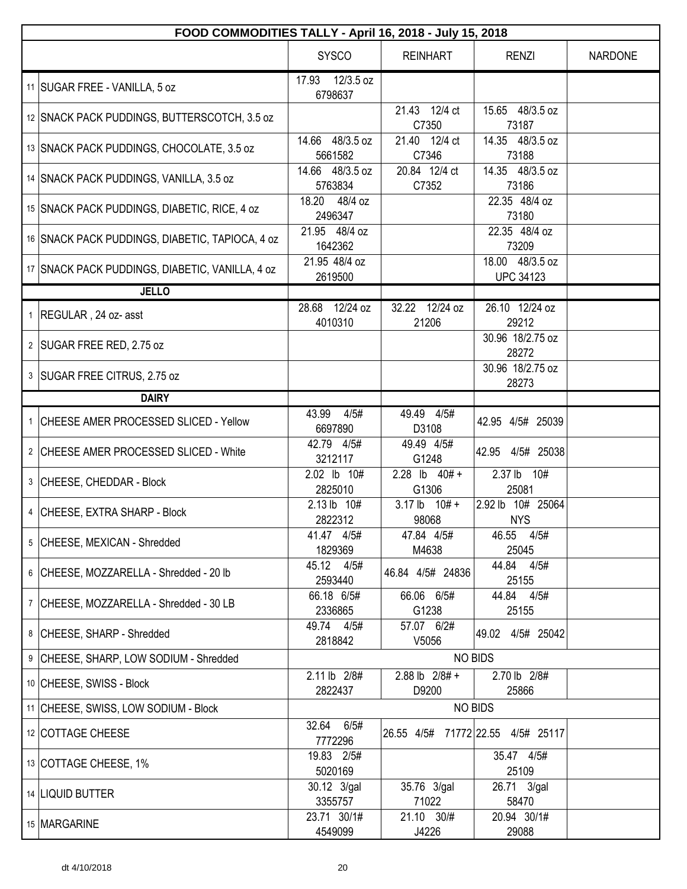| FOOD COMMODITIES TALLY - April 16, 2018 - July 15, 2018 | | | | | |
|---|---|---|---|---|---|
| | | SYSCO | REINHART | RENZI | NARDONE |
| 11 | SUGAR FREE - VANILLA, 5 oz | 17.93 12/3.5 oz 6798637 | | | |
| 12 | SNACK PACK PUDDINGS, BUTTERSCOTCH, 3.5 oz | | 21.43 12/4 ct C7350 | 15.65 48/3.5 oz 73187 | |
| 13 | SNACK PACK PUDDINGS, CHOCOLATE, 3.5 oz | 14.66 48/3.5 oz 5661582 | 21.40 12/4 ct C7346 | 14.35 48/3.5 oz 73188 | |
| 14 | SNACK PACK PUDDINGS, VANILLA, 3.5 oz | 14.66 48/3.5 oz 5763834 | 20.84 12/4 ct C7352 | 14.35 48/3.5 oz 73186 | |
| 15 | SNACK PACK PUDDINGS, DIABETIC, RICE, 4 oz | 18.20 48/4 oz 2496347 | | 22.35 48/4 oz 73180 | |
| 16 | SNACK PACK PUDDINGS, DIABETIC, TAPIOCA, 4 oz | 21.95 48/4 oz 1642362 | | 22.35 48/4 oz 73209 | |
| 17 | SNACK PACK PUDDINGS, DIABETIC, VANILLA, 4 oz | 21.95 48/4 oz 2619500 | | 18.00 48/3.5 oz UPC 34123 | |
| | **JELLO** | | | | |
| 1 | REGULAR , 24 oz- asst | 28.68 12/24 oz 4010310 | 32.22 12/24 oz 21206 | 26.10 12/24 oz 29212 | |
| 2 | SUGAR FREE RED, 2.75 oz | | | 30.96 18/2.75 oz 28272 | |
| 3 | SUGAR FREE CITRUS, 2.75 oz | | | 30.96 18/2.75 oz 28273 | |
| | **DAIRY** | | | | |
| 1 | CHEESE AMER PROCESSED SLICED - Yellow | 43.99 4/5# 6697890 | 49.49 4/5# D3108 | 42.95 4/5# 25039 | |
| 2 | CHEESE AMER PROCESSED SLICED - White | 42.79 4/5# 3212117 | 49.49 4/5# G1248 | 42.95 4/5# 25038 | |
| 3 | CHEESE, CHEDDAR - Block | 2.02 lb 10# 2825010 | 2.28 lb 40# + G1306 | 2.37 lb 10# 25081 | |
| 4 | CHEESE, EXTRA SHARP - Block | 2.13 lb 10# 2822312 | 3.17 lb 10# + 98068 | 2.92 lb 10# 25064 NYS | |
| 5 | CHEESE, MEXICAN - Shredded | 41.47 4/5# 1829369 | 47.84 4/5# M4638 | 46.55 4/5# 25045 | |
| 6 | CHEESE, MOZZARELLA - Shredded - 20 lb | 45.12 4/5# 2593440 | 46.84 4/5# 24836 | 44.84 4/5# 25155 | |
| 7 | CHEESE, MOZZARELLA - Shredded - 30 LB | 66.18 6/5# 2336865 | 66.06 6/5# G1238 | 44.84 4/5# 25155 | |
| 8 | CHEESE, SHARP - Shredded | 49.74 4/5# 2818842 | 57.07 6/2# V5056 | 49.02 4/5# 25042 | |
| 9 | CHEESE, SHARP, LOW SODIUM - Shredded | NO BIDS | | | |
| 10 | CHEESE, SWISS - Block | 2.11 lb 2/8# 2822437 | 2.88 lb 2/8# + D9200 | 2.70 lb 2/8# 25866 | |
| 11 | CHEESE, SWISS, LOW SODIUM - Block | NO BIDS | | | |
| 12 | COTTAGE CHEESE | 32.64 6/5# 7772296 | 26.55 4/5# 71772 | 22.55 4/5# 25117 | |
| 13 | COTTAGE CHEESE, 1% | 19.83 2/5# 5020169 | | 35.47 4/5# 25109 | |
| 14 | LIQUID BUTTER | 30.12 3/gal 3355757 | 35.76 3/gal 71022 | 26.71 3/gal 58470 | |
| 15 | MARGARINE | 23.71 30/1# 4549099 | 21.10 30/# J4226 | 20.94 30/1# 29088 | |

dt 4/10/2018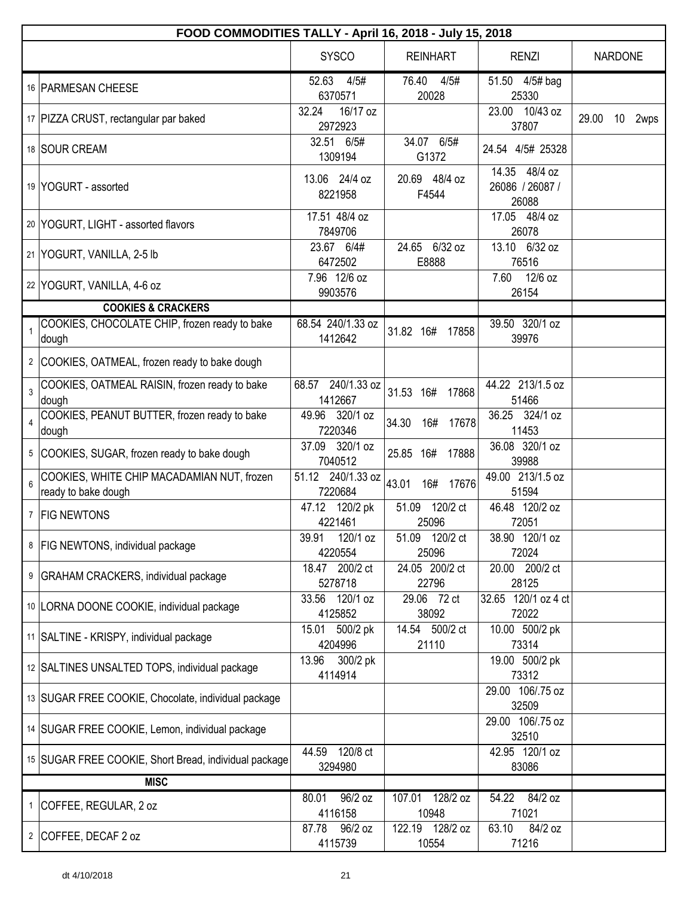| FOOD COMMODITIES TALLY - April 16, 2018 - July 15, 2018 | | SYSCO | REINHART | RENZI | NARDONE |
|---|---|---|---|---|---|
| 16 | PARMESAN CHEESE | 52.63 4/5# 6370571 | 76.40 4/5# 20028 | 51.50 4/5# bag 25330 | |
| 17 | PIZZA CRUST, rectangular par baked | 32.24 16/17 oz 2972923 | | 23.00 10/43 oz 37807 | 29.00 10 2wps |
| 18 | SOUR CREAM | 32.51 6/5# 1309194 | 34.07 6/5# G1372 | 24.54 4/5# 25328 | |
| 19 | YOGURT - assorted | 13.06 24/4 oz 8221958 | 20.69 48/4 oz F4544 | 14.35 48/4 oz 26086 / 26087 / 26088 | |
| 20 | YOGURT, LIGHT - assorted flavors | 17.51 48/4 oz 7849706 | | 17.05 48/4 oz 26078 | |
| 21 | YOGURT, VANILLA, 2-5 lb | 23.67 6/4# 6472502 | 24.65 6/32 oz E8888 | 13.10 6/32 oz 76516 | |
| 22 | YOGURT, VANILLA, 4-6 oz | 7.96 12/6 oz 9903576 | | 7.60 12/6 oz 26154 | |
| | **COOKIES & CRACKERS** | | | | |
| 1 | COOKIES, CHOCOLATE CHIP, frozen ready to bake dough | 68.54 240/1.33 oz 1412642 | 31.82 16# 17858 | 39.50 320/1 oz 39976 | |
| 2 | COOKIES, OATMEAL, frozen ready to bake dough | | | | |
| 3 | COOKIES, OATMEAL RAISIN, frozen ready to bake dough | 68.57 240/1.33 oz 1412667 | 31.53 16# 17868 | 44.22 213/1.5 oz 51466 | |
| 4 | COOKIES, PEANUT BUTTER, frozen ready to bake dough | 49.96 320/1 oz 7220346 | 34.30 16# 17678 | 36.25 324/1 oz 11453 | |
| 5 | COOKIES, SUGAR, frozen ready to bake dough | 37.09 320/1 oz 7040512 | 25.85 16# 17888 | 36.08 320/1 oz 39988 | |
| 6 | COOKIES, WHITE CHIP MACADAMIAN NUT, frozen ready to bake dough | 51.12 240/1.33 oz 7220684 | 43.01 16# 17676 | 49.00 213/1.5 oz 51594 | |
| 7 | FIG NEWTONS | 47.12 120/2 pk 4221461 | 51.09 120/2 ct 25096 | 46.48 120/2 oz 72051 | |
| 8 | FIG NEWTONS, individual package | 39.91 120/1 oz 4220554 | 51.09 120/2 ct 25096 | 38.90 120/1 oz 72024 | |
| 9 | GRAHAM CRACKERS, individual package | 18.47 200/2 ct 5278718 | 24.05 200/2 ct 22796 | 20.00 200/2 ct 28125 | |
| 10 | LORNA DOONE COOKIE, individual package | 33.56 120/1 oz 4125852 | 29.06 72 ct 38092 | 32.65 120/1 oz 4 ct 72022 | |
| 11 | SALTINE - KRISPY, individual package | 15.01 500/2 pk 4204996 | 14.54 500/2 ct 21110 | 10.00 500/2 pk 73314 | |
| 12 | SALTINES UNSALTED TOPS, individual package | 13.96 300/2 pk 4114914 | | 19.00 500/2 pk 73312 | |
| 13 | SUGAR FREE COOKIE, Chocolate, individual package | | | 29.00 106/.75 oz 32509 | |
| 14 | SUGAR FREE COOKIE, Lemon, individual package | | | 29.00 106/.75 oz 32510 | |
| 15 | SUGAR FREE COOKIE, Short Bread, individual package | 44.59 120/8 ct 3294980 | | 42.95 120/1 oz 83086 | |
| | **MISC** | | | | |
| 1 | COFFEE, REGULAR, 2 oz | 80.01 96/2 oz 4116158 | 107.01 128/2 oz 10948 | 54.22 84/2 oz 71021 | |
| 2 | COFFEE, DECAF 2 oz | 87.78 96/2 oz 4115739 | 122.19 128/2 oz 10554 | 63.10 84/2 oz 71216 | |

dt 4/10/2018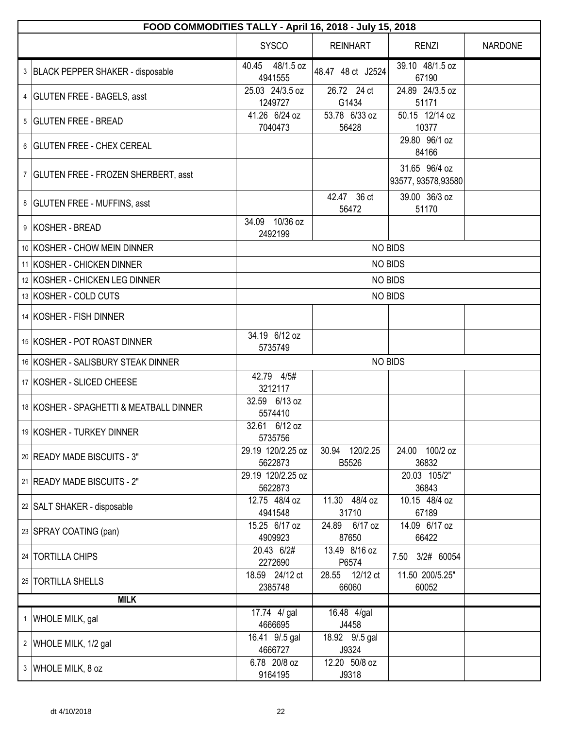| FOOD COMMODITIES TALLY - April 16, 2018 - July 15, 2018 | | | | | |
|---|---|---|---|---|---|
| | | SYSCO | REINHART | RENZI | NARDONE |
| 3 | BLACK PEPPER SHAKER - disposable | 40.45 48/1.5 oz 4941555 | 48.47 48 ct J2524 | 39.10 48/1.5 oz 67190 | |
| 4 | GLUTEN FREE - BAGELS, asst | 25.03 24/3.5 oz 1249727 | 26.72 24 ct G1434 | 24.89 24/3.5 oz 51171 | |
| 5 | GLUTEN FREE - BREAD | 41.26 6/24 oz 7040473 | 53.78 6/33 oz 56428 | 50.15 12/14 oz 10377 | |
| 6 | GLUTEN FREE - CHEX CEREAL | | | 29.80 96/1 oz 84166 | |
| 7 | GLUTEN FREE - FROZEN SHERBERT, asst | | | 31.65 96/4 oz 93577, 93578,93580 | |
| 8 | GLUTEN FREE - MUFFINS, asst | | 42.47 36 ct 56472 | 39.00 36/3 oz 51170 | |
| 9 | KOSHER - BREAD | 34.09 10/36 oz 2492199 | | | |
| 10 | KOSHER - CHOW MEIN DINNER | NO BIDS | | | |
| 11 | KOSHER - CHICKEN DINNER | NO BIDS | | | |
| 12 | KOSHER - CHICKEN LEG DINNER | NO BIDS | | | |
| 13 | KOSHER - COLD CUTS | NO BIDS | | | |
| 14 | KOSHER - FISH DINNER | | | | |
| 15 | KOSHER - POT ROAST DINNER | 34.19 6/12 oz 5735749 | | | |
| 16 | KOSHER - SALISBURY STEAK DINNER | NO BIDS | | | |
| 17 | KOSHER - SLICED CHEESE | 42.79 4/5# 3212117 | | | |
| 18 | KOSHER - SPAGHETTI & MEATBALL DINNER | 32.59 6/13 oz 5574410 | | | |
| 19 | KOSHER - TURKEY DINNER | 32.61 6/12 oz 5735756 | | | |
| 20 | READY MADE BISCUITS - 3" | 29.19 120/2.25 oz 5622873 | 30.94 120/2.25 B5526 | 24.00 100/2 oz 36832 | |
| 21 | READY MADE BISCUITS - 2" | 29.19 120/2.25 oz 5622873 | | 20.03 105/2" 36843 | |
| 22 | SALT SHAKER - disposable | 12.75 48/4 oz 4941548 | 11.30 48/4 oz 31710 | 10.15 48/4 oz 67189 | |
| 23 | SPRAY COATING (pan) | 15.25 6/17 oz 4909923 | 24.89 6/17 oz 87650 | 14.09 6/17 oz 66422 | |
| 24 | TORTILLA CHIPS | 20.43 6/2# 2272690 | 13.49 8/16 oz P6574 | 7.50 3/2# 60054 | |
| 25 | TORTILLA SHELLS | 18.59 24/12 ct 2385748 | 28.55 12/12 ct 66060 | 11.50 200/5.25" 60052 | |
| | **MILK** | | | | |
| 1 | WHOLE MILK, gal | 17.74 4/ gal 4666695 | 16.48 4/gal J4458 | | |
| 2 | WHOLE MILK, 1/2 gal | 16.41 9/.5 gal 4666727 | 18.92 9/.5 gal J9324 | | |
| 3 | WHOLE MILK, 8 oz | 6.78 20/8 oz 9164195 | 12.20 50/8 oz J9318 | | |

dt 4/10/2018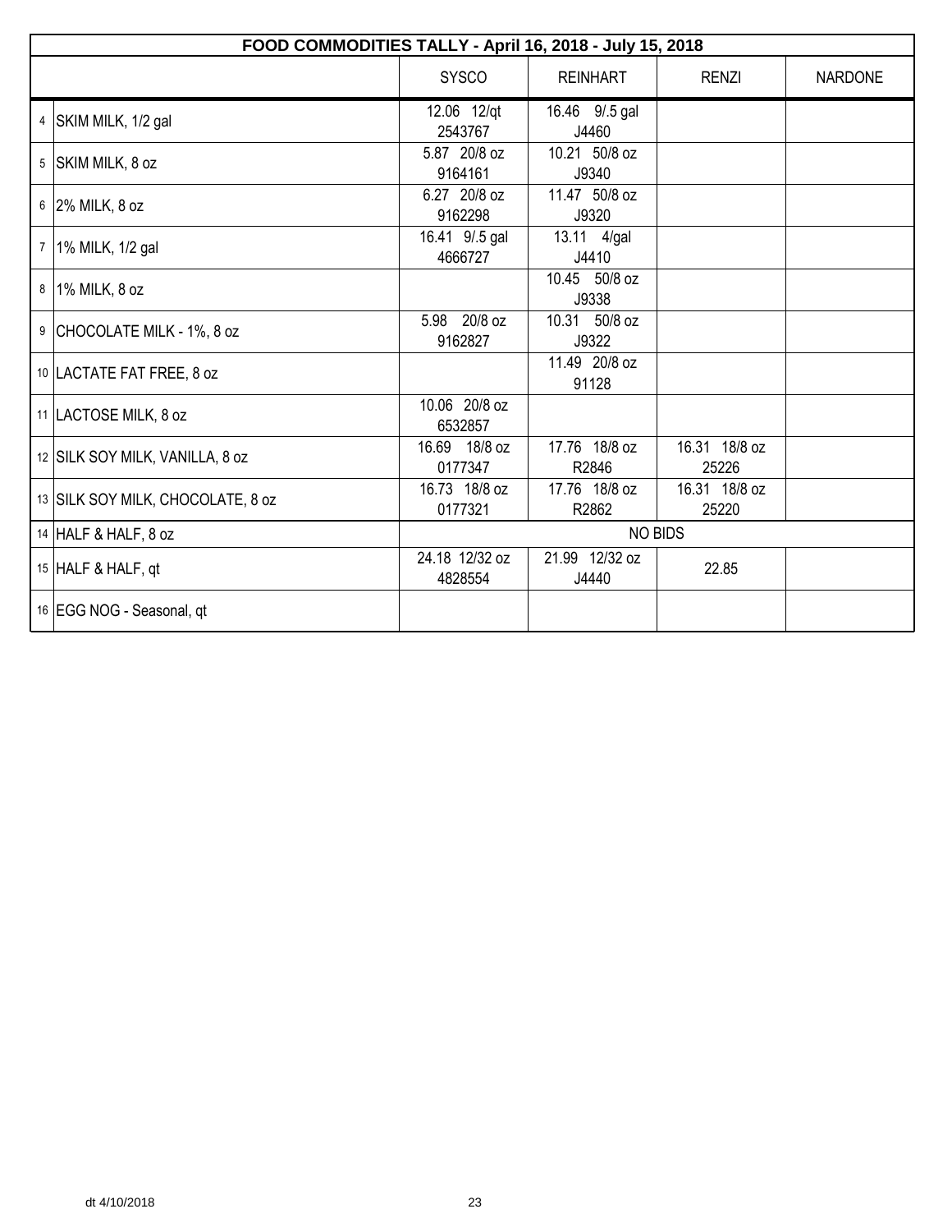| FOOD COMMODITIES TALLY - April 16, 2018 - July 15, 2018 | | | | | |
|---|---|---|---|---|---|
| | | SYSCO | REINHART | RENZI | NARDONE |
| 4 | SKIM MILK, 1/2 gal | 12.06 12/qt 2543767 | 16.46 9/.5 gal J4460 | | |
| 5 | SKIM MILK, 8 oz | 5.87 20/8 oz 9164161 | 10.21 50/8 oz J9340 | | |
| 6 | 2% MILK, 8 oz | 6.27 20/8 oz 9162298 | 11.47 50/8 oz J9320 | | |
| 7 | 1% MILK, 1/2 gal | 16.41 9/.5 gal 4666727 | 13.11 4/gal J4410 | | |
| 8 | 1% MILK, 8 oz | | 10.45 50/8 oz J9338 | | |
| 9 | CHOCOLATE MILK - 1%, 8 oz | 5.98 20/8 oz 9162827 | 10.31 50/8 oz J9322 | | |
| 10 | LACTATE FAT FREE, 8 oz | | 11.49 20/8 oz 91128 | | |
| 11 | LACTOSE MILK, 8 oz | 10.06 20/8 oz 6532857 | | | |
| 12 | SILK SOY MILK, VANILLA, 8 oz | 16.69 18/8 oz 0177347 | 17.76 18/8 oz R2846 | 16.31 18/8 oz 25226 | |
| 13 | SILK SOY MILK, CHOCOLATE, 8 oz | 16.73 18/8 oz 0177321 | 17.76 18/8 oz R2862 | 16.31 18/8 oz 25220 | |
| 14 | HALF & HALF, 8 oz | NO BIDS | | | |
| 15 | HALF & HALF, qt | 24.18 12/32 oz 4828554 | 21.99 12/32 oz J4440 | 22.85 | |
| 16 | EGG NOG - Seasonal, qt | | | | |

dt 4/10/2018